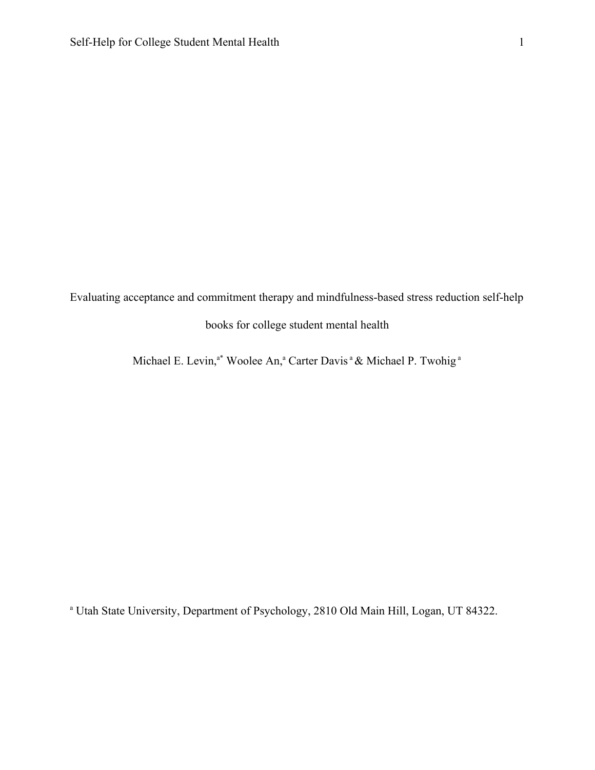# Evaluating acceptance and commitment therapy and mindfulness-based stress reduction self-help books for college student mental health

Michael E. Levin,[a*] Woolee An,[a] Carter Davis[a] & Michael P. Twohig[a]

[a] Utah State University, Department of Psychology, 2810 Old Main Hill, Logan, UT 84322.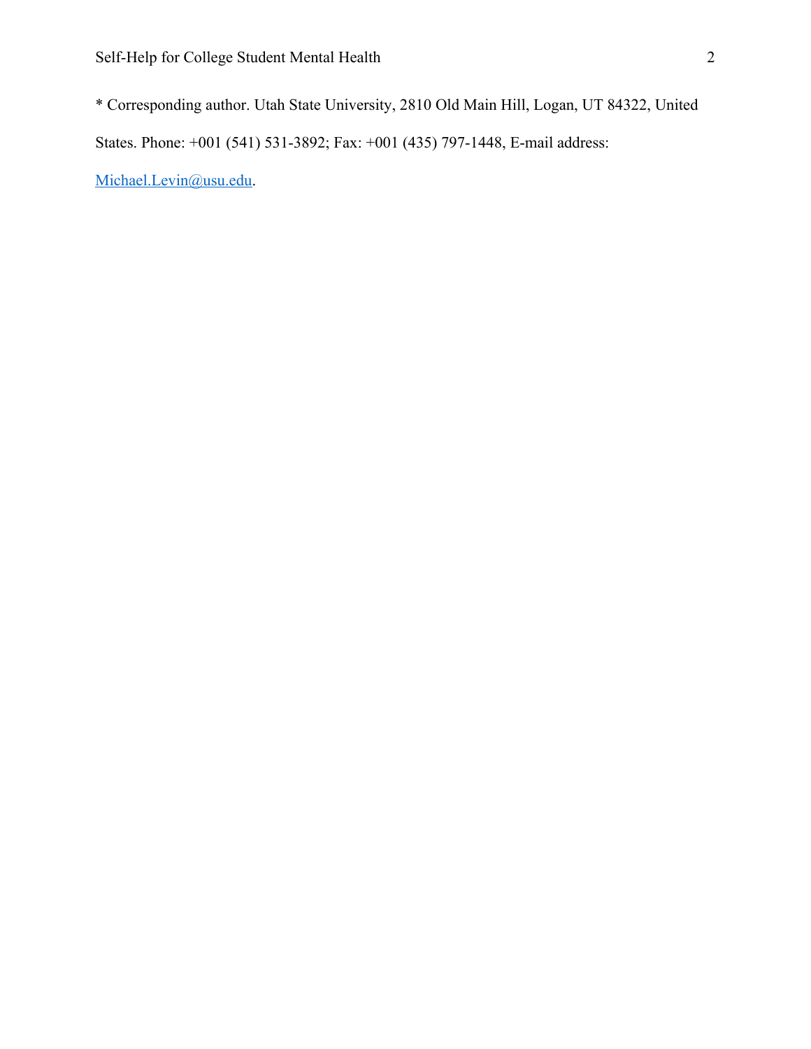* Corresponding author. Utah State University, 2810 Old Main Hill, Logan, UT 84322, United States. Phone: +001 (541) 531-3892; Fax: +001 (435) 797-1448, E-mail address: Michael.Levin@usu.edu.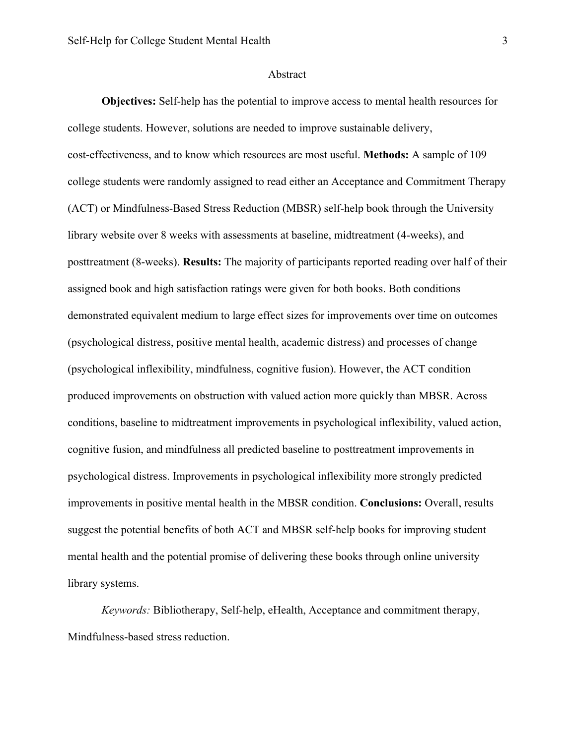## Abstract

**Objectives:** Self-help has the potential to improve access to mental health resources for college students. However, solutions are needed to improve sustainable delivery, cost-effectiveness, and to know which resources are most useful. **Methods:** A sample of 109 college students were randomly assigned to read either an Acceptance and Commitment Therapy (ACT) or Mindfulness-Based Stress Reduction (MBSR) self-help book through the University library website over 8 weeks with assessments at baseline, midtreatment (4-weeks), and posttreatment (8-weeks). **Results:** The majority of participants reported reading over half of their assigned book and high satisfaction ratings were given for both books. Both conditions demonstrated equivalent medium to large effect sizes for improvements over time on outcomes (psychological distress, positive mental health, academic distress) and processes of change (psychological inflexibility, mindfulness, cognitive fusion). However, the ACT condition produced improvements on obstruction with valued action more quickly than MBSR. Across conditions, baseline to midtreatment improvements in psychological inflexibility, valued action, cognitive fusion, and mindfulness all predicted baseline to posttreatment improvements in psychological distress. Improvements in psychological inflexibility more strongly predicted improvements in positive mental health in the MBSR condition. **Conclusions:** Overall, results suggest the potential benefits of both ACT and MBSR self-help books for improving student mental health and the potential promise of delivering these books through online university library systems.

*Keywords:* Bibliotherapy, Self-help, eHealth, Acceptance and commitment therapy, Mindfulness-based stress reduction.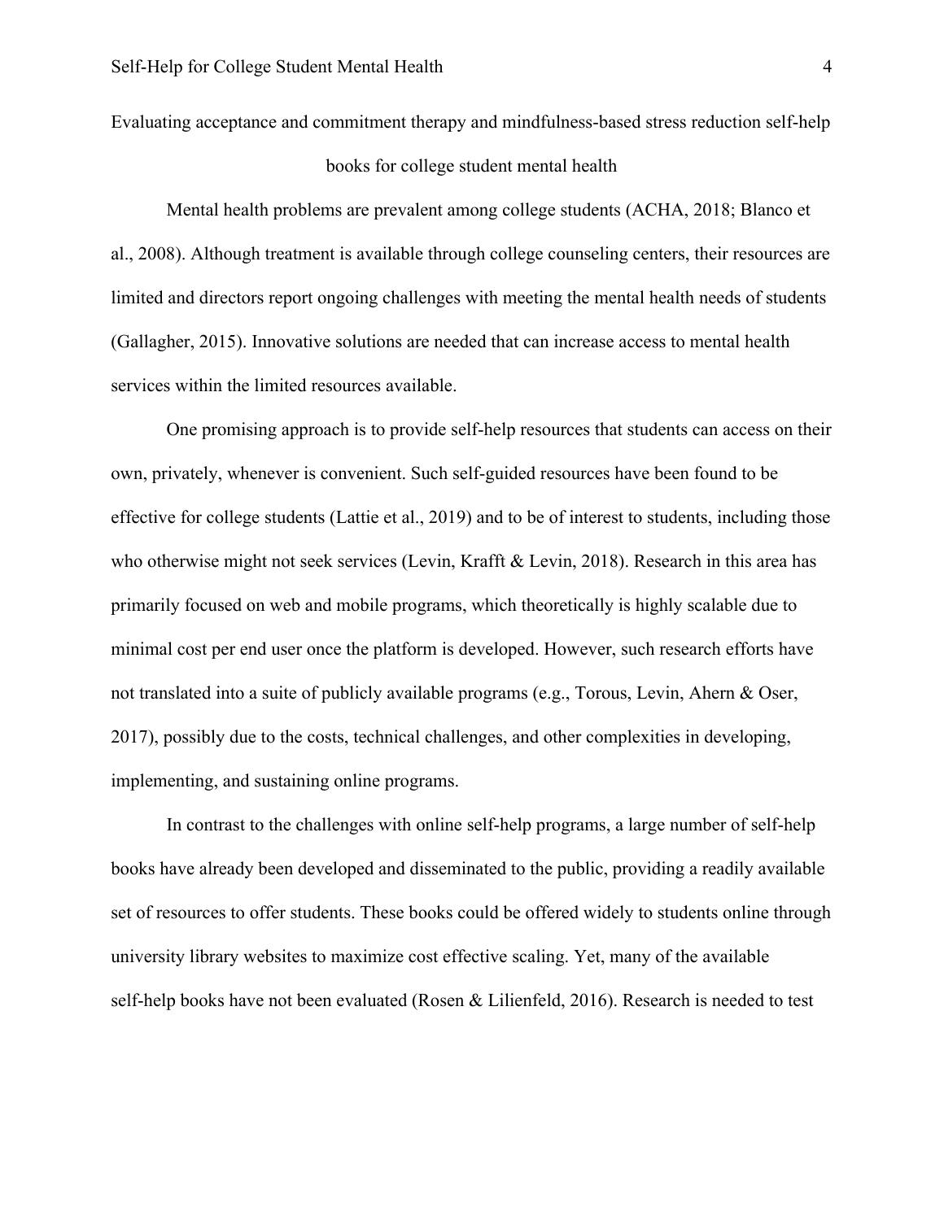# Evaluating acceptance and commitment therapy and mindfulness-based stress reduction self-help books for college student mental health

Mental health problems are prevalent among college students (ACHA, 2018; Blanco et al., 2008). Although treatment is available through college counseling centers, their resources are limited and directors report ongoing challenges with meeting the mental health needs of students (Gallagher, 2015). Innovative solutions are needed that can increase access to mental health services within the limited resources available.

One promising approach is to provide self-help resources that students can access on their own, privately, whenever is convenient. Such self-guided resources have been found to be effective for college students (Lattie et al., 2019) and to be of interest to students, including those who otherwise might not seek services (Levin, Krafft & Levin, 2018). Research in this area has primarily focused on web and mobile programs, which theoretically is highly scalable due to minimal cost per end user once the platform is developed. However, such research efforts have not translated into a suite of publicly available programs (e.g., Torous, Levin, Ahern & Oser, 2017), possibly due to the costs, technical challenges, and other complexities in developing, implementing, and sustaining online programs.

In contrast to the challenges with online self-help programs, a large number of self-help books have already been developed and disseminated to the public, providing a readily available set of resources to offer students. These books could be offered widely to students online through university library websites to maximize cost effective scaling. Yet, many of the available self-help books have not been evaluated (Rosen & Lilienfeld, 2016). Research is needed to test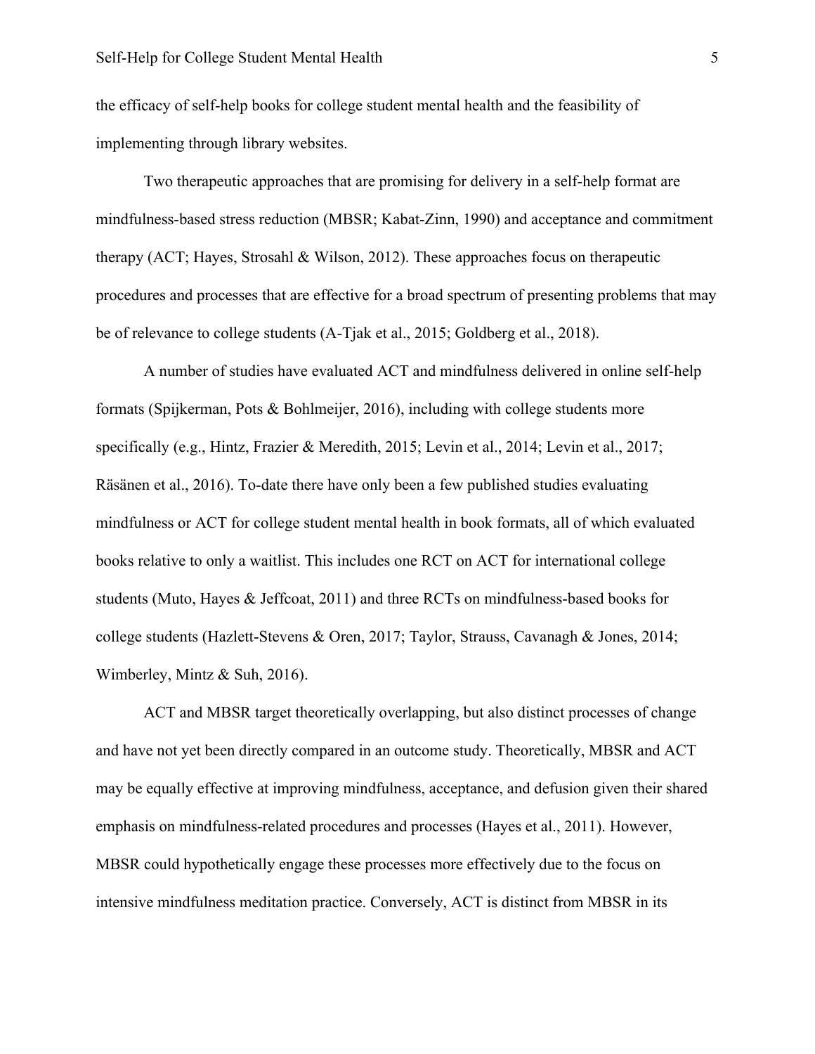the efficacy of self-help books for college student mental health and the feasibility of implementing through library websites.

Two therapeutic approaches that are promising for delivery in a self-help format are mindfulness-based stress reduction (MBSR; Kabat-Zinn, 1990) and acceptance and commitment therapy (ACT; Hayes, Strosahl & Wilson, 2012). These approaches focus on therapeutic procedures and processes that are effective for a broad spectrum of presenting problems that may be of relevance to college students (A-Tjak et al., 2015; Goldberg et al., 2018).

A number of studies have evaluated ACT and mindfulness delivered in online self-help formats (Spijkerman, Pots & Bohlmeijer, 2016), including with college students more specifically (e.g., Hintz, Frazier & Meredith, 2015; Levin et al., 2014; Levin et al., 2017; Räsänen et al., 2016). To-date there have only been a few published studies evaluating mindfulness or ACT for college student mental health in book formats, all of which evaluated books relative to only a waitlist. This includes one RCT on ACT for international college students (Muto, Hayes & Jeffcoat, 2011) and three RCTs on mindfulness-based books for college students (Hazlett-Stevens & Oren, 2017; Taylor, Strauss, Cavanagh & Jones, 2014; Wimberley, Mintz & Suh, 2016).

ACT and MBSR target theoretically overlapping, but also distinct processes of change and have not yet been directly compared in an outcome study. Theoretically, MBSR and ACT may be equally effective at improving mindfulness, acceptance, and defusion given their shared emphasis on mindfulness-related procedures and processes (Hayes et al., 2011). However, MBSR could hypothetically engage these processes more effectively due to the focus on intensive mindfulness meditation practice. Conversely, ACT is distinct from MBSR in its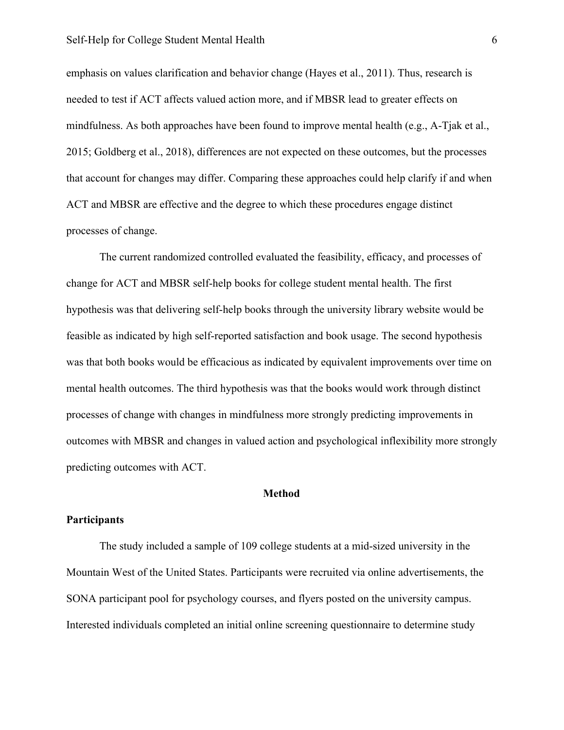emphasis on values clarification and behavior change (Hayes et al., 2011). Thus, research is needed to test if ACT affects valued action more, and if MBSR lead to greater effects on mindfulness. As both approaches have been found to improve mental health (e.g., A-Tjak et al., 2015; Goldberg et al., 2018), differences are not expected on these outcomes, but the processes that account for changes may differ. Comparing these approaches could help clarify if and when ACT and MBSR are effective and the degree to which these procedures engage distinct processes of change.

The current randomized controlled evaluated the feasibility, efficacy, and processes of change for ACT and MBSR self-help books for college student mental health. The first hypothesis was that delivering self-help books through the university library website would be feasible as indicated by high self-reported satisfaction and book usage. The second hypothesis was that both books would be efficacious as indicated by equivalent improvements over time on mental health outcomes. The third hypothesis was that the books would work through distinct processes of change with changes in mindfulness more strongly predicting improvements in outcomes with MBSR and changes in valued action and psychological inflexibility more strongly predicting outcomes with ACT.

# Method

## Participants

The study included a sample of 109 college students at a mid-sized university in the Mountain West of the United States. Participants were recruited via online advertisements, the SONA participant pool for psychology courses, and flyers posted on the university campus. Interested individuals completed an initial online screening questionnaire to determine study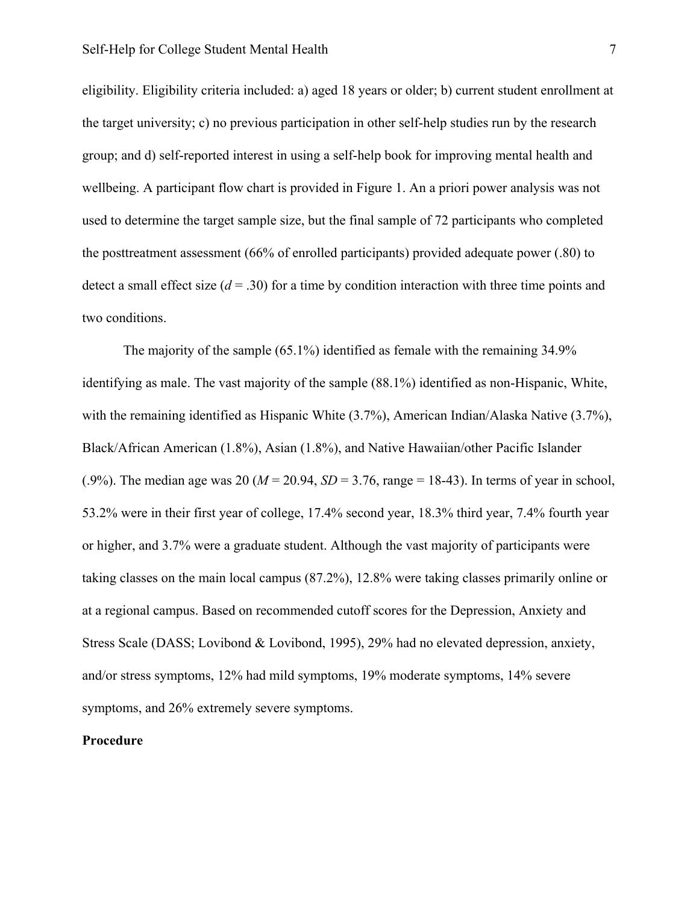eligibility. Eligibility criteria included: a) aged 18 years or older; b) current student enrollment at the target university; c) no previous participation in other self-help studies run by the research group; and d) self-reported interest in using a self-help book for improving mental health and wellbeing. A participant flow chart is provided in Figure 1. An a priori power analysis was not used to determine the target sample size, but the final sample of 72 participants who completed the posttreatment assessment (66% of enrolled participants) provided adequate power (.80) to detect a small effect size ($d$ = .30) for a time by condition interaction with three time points and two conditions.

The majority of the sample (65.1%) identified as female with the remaining 34.9% identifying as male. The vast majority of the sample (88.1%) identified as non-Hispanic, White, with the remaining identified as Hispanic White (3.7%), American Indian/Alaska Native (3.7%), Black/African American (1.8%), Asian (1.8%), and Native Hawaiian/other Pacific Islander (.9%). The median age was 20 ($M$ = 20.94, $SD$ = 3.76, range = 18-43). In terms of year in school, 53.2% were in their first year of college, 17.4% second year, 18.3% third year, 7.4% fourth year or higher, and 3.7% were a graduate student. Although the vast majority of participants were taking classes on the main local campus (87.2%), 12.8% were taking classes primarily online or at a regional campus. Based on recommended cutoff scores for the Depression, Anxiety and Stress Scale (DASS; Lovibond & Lovibond, 1995), 29% had no elevated depression, anxiety, and/or stress symptoms, 12% had mild symptoms, 19% moderate symptoms, 14% severe symptoms, and 26% extremely severe symptoms.

**Procedure**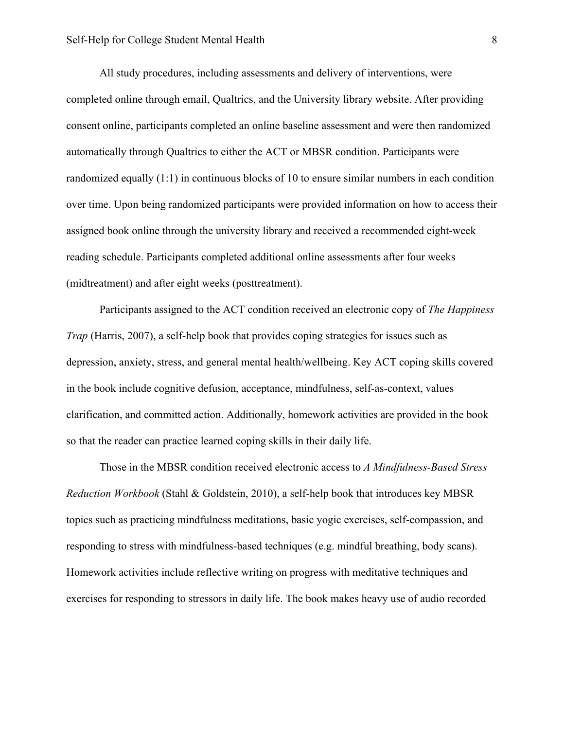All study procedures, including assessments and delivery of interventions, were completed online through email, Qualtrics, and the University library website. After providing consent online, participants completed an online baseline assessment and were then randomized automatically through Qualtrics to either the ACT or MBSR condition. Participants were randomized equally (1:1) in continuous blocks of 10 to ensure similar numbers in each condition over time. Upon being randomized participants were provided information on how to access their assigned book online through the university library and received a recommended eight-week reading schedule. Participants completed additional online assessments after four weeks (midtreatment) and after eight weeks (posttreatment).

Participants assigned to the ACT condition received an electronic copy of *The Happiness Trap* (Harris, 2007), a self-help book that provides coping strategies for issues such as depression, anxiety, stress, and general mental health/wellbeing. Key ACT coping skills covered in the book include cognitive defusion, acceptance, mindfulness, self-as-context, values clarification, and committed action. Additionally, homework activities are provided in the book so that the reader can practice learned coping skills in their daily life.

Those in the MBSR condition received electronic access to *A Mindfulness-Based Stress Reduction Workbook* (Stahl & Goldstein, 2010), a self-help book that introduces key MBSR topics such as practicing mindfulness meditations, basic yogic exercises, self-compassion, and responding to stress with mindfulness-based techniques (e.g. mindful breathing, body scans). Homework activities include reflective writing on progress with meditative techniques and exercises for responding to stressors in daily life. The book makes heavy use of audio recorded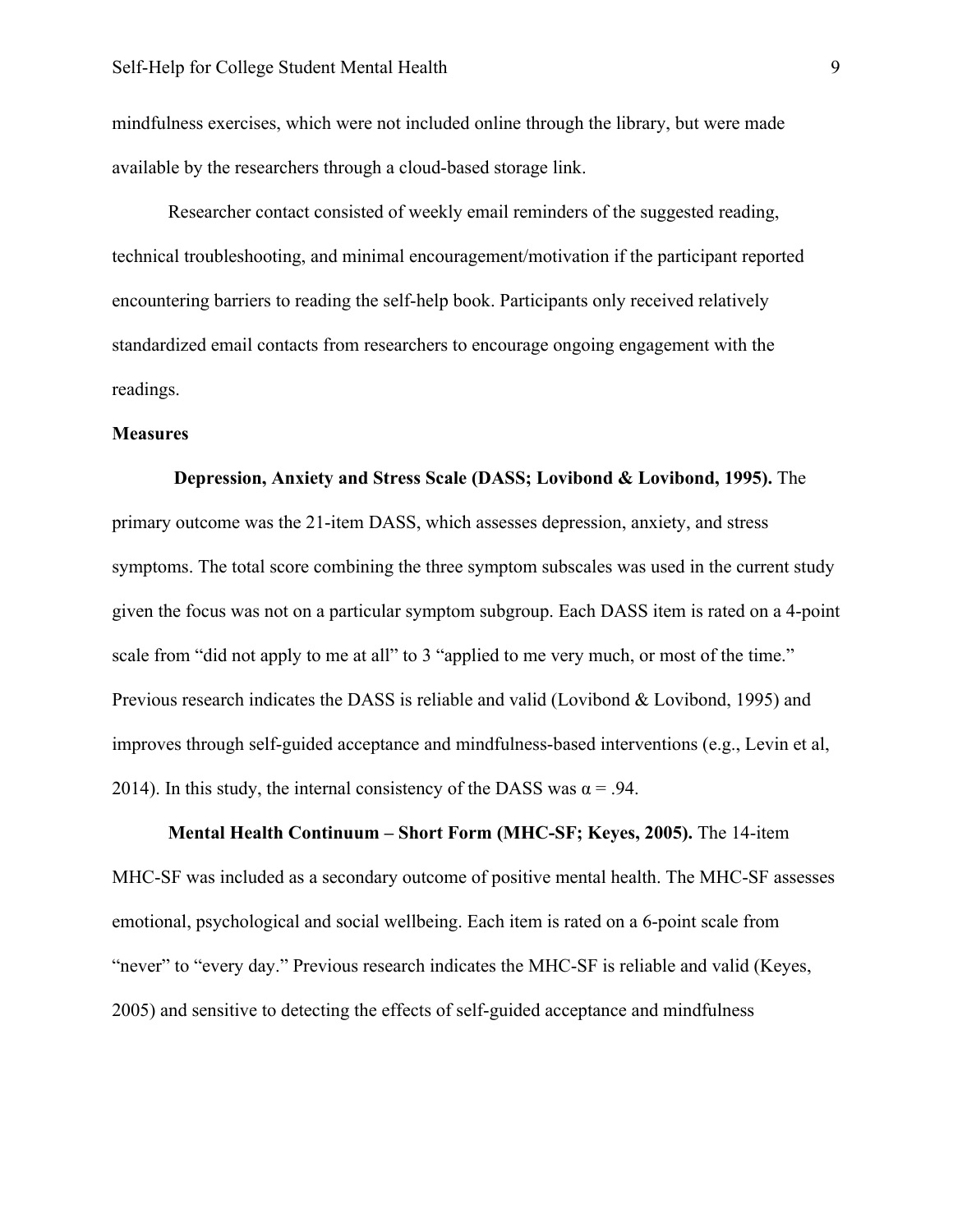mindfulness exercises, which were not included online through the library, but were made available by the researchers through a cloud-based storage link.

Researcher contact consisted of weekly email reminders of the suggested reading, technical troubleshooting, and minimal encouragement/motivation if the participant reported encountering barriers to reading the self-help book. Participants only received relatively standardized email contacts from researchers to encourage ongoing engagement with the readings.

**Measures**

**Depression, Anxiety and Stress Scale (DASS; Lovibond & Lovibond, 1995).** The primary outcome was the 21-item DASS, which assesses depression, anxiety, and stress symptoms. The total score combining the three symptom subscales was used in the current study given the focus was not on a particular symptom subgroup. Each DASS item is rated on a 4-point scale from "did not apply to me at all" to 3 "applied to me very much, or most of the time." Previous research indicates the DASS is reliable and valid (Lovibond & Lovibond, 1995) and improves through self-guided acceptance and mindfulness-based interventions (e.g., Levin et al, 2014). In this study, the internal consistency of the DASS was $\alpha = .94$.

**Mental Health Continuum – Short Form (MHC-SF; Keyes, 2005).** The 14-item MHC-SF was included as a secondary outcome of positive mental health. The MHC-SF assesses emotional, psychological and social wellbeing. Each item is rated on a 6-point scale from "never" to "every day." Previous research indicates the MHC-SF is reliable and valid (Keyes, 2005) and sensitive to detecting the effects of self-guided acceptance and mindfulness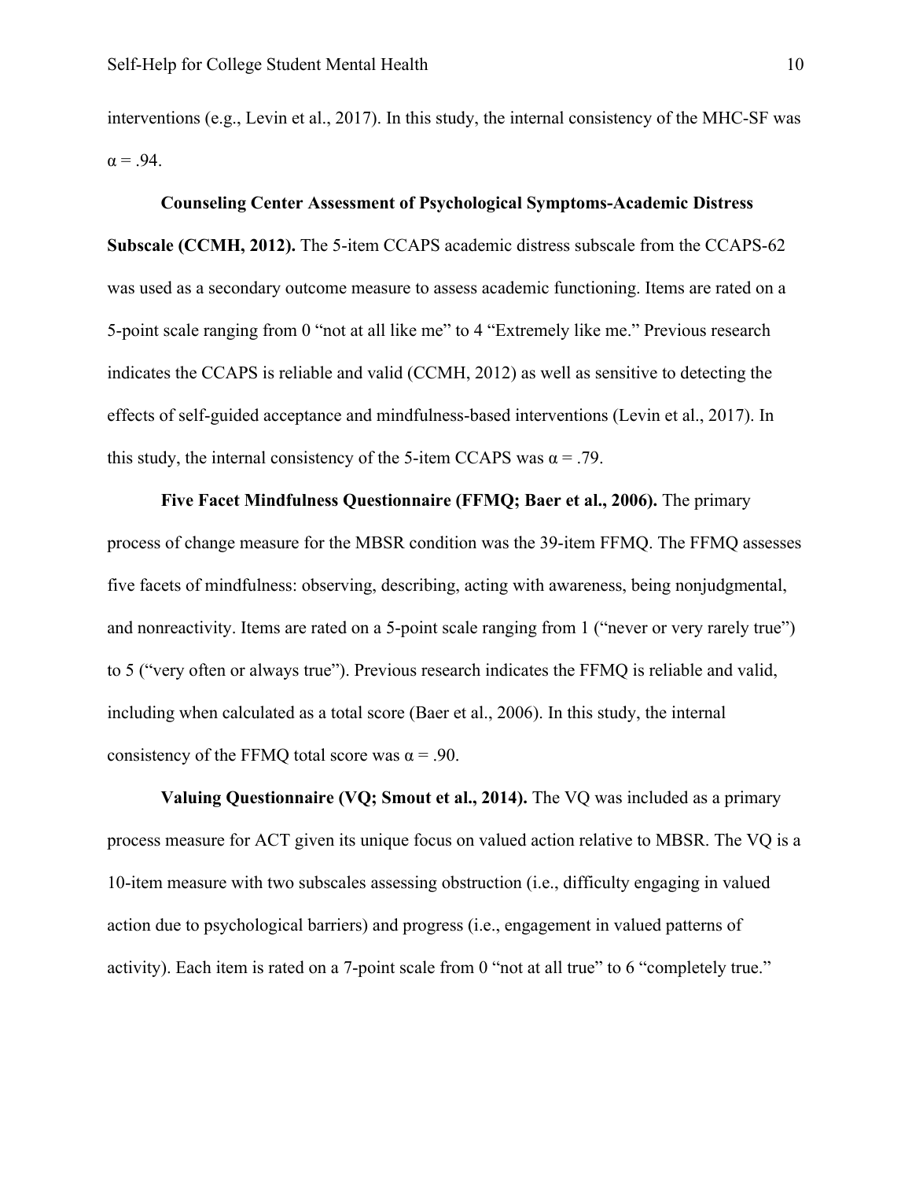interventions (e.g., Levin et al., 2017). In this study, the internal consistency of the MHC-SF was $\alpha = .94$.

**Counseling Center Assessment of Psychological Symptoms-Academic Distress Subscale (CCMH, 2012).** The 5-item CCAPS academic distress subscale from the CCAPS-62 was used as a secondary outcome measure to assess academic functioning. Items are rated on a 5-point scale ranging from 0 "not at all like me" to 4 "Extremely like me." Previous research indicates the CCAPS is reliable and valid (CCMH, 2012) as well as sensitive to detecting the effects of self-guided acceptance and mindfulness-based interventions (Levin et al., 2017). In this study, the internal consistency of the 5-item CCAPS was $\alpha = .79$.

**Five Facet Mindfulness Questionnaire (FFMQ; Baer et al., 2006).** The primary process of change measure for the MBSR condition was the 39-item FFMQ. The FFMQ assesses five facets of mindfulness: observing, describing, acting with awareness, being nonjudgmental, and nonreactivity. Items are rated on a 5-point scale ranging from 1 ("never or very rarely true") to 5 ("very often or always true"). Previous research indicates the FFMQ is reliable and valid, including when calculated as a total score (Baer et al., 2006). In this study, the internal consistency of the FFMQ total score was $\alpha = .90$.

**Valuing Questionnaire (VQ; Smout et al., 2014).** The VQ was included as a primary process measure for ACT given its unique focus on valued action relative to MBSR. The VQ is a 10-item measure with two subscales assessing obstruction (i.e., difficulty engaging in valued action due to psychological barriers) and progress (i.e., engagement in valued patterns of activity). Each item is rated on a 7-point scale from 0 "not at all true" to 6 "completely true."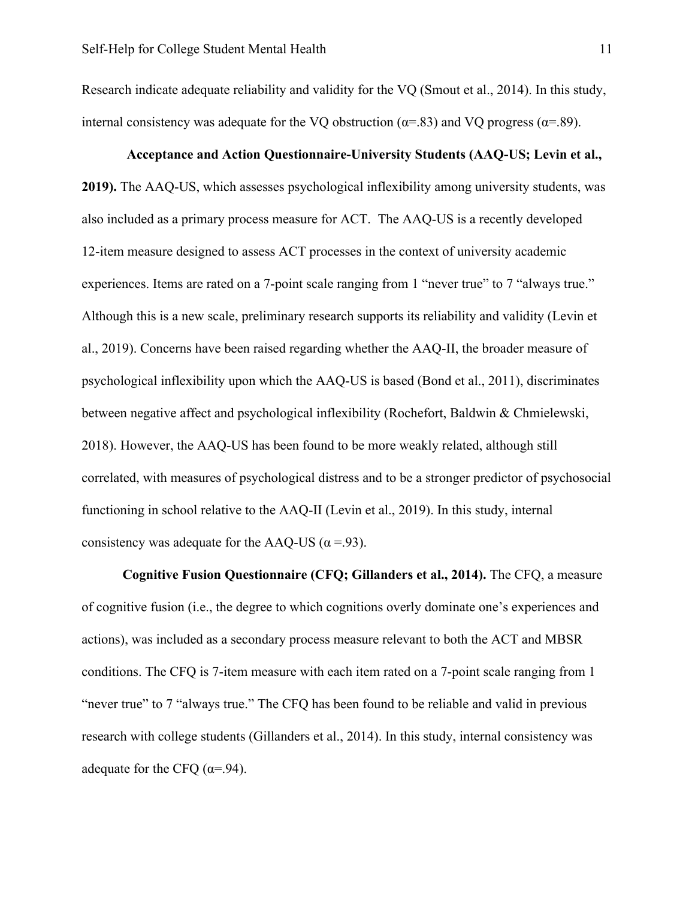Research indicate adequate reliability and validity for the VQ (Smout et al., 2014). In this study, internal consistency was adequate for the VQ obstruction (α=.83) and VQ progress (α=.89).

**Acceptance and Action Questionnaire-University Students (AAQ-US; Levin et al., 2019).** The AAQ-US, which assesses psychological inflexibility among university students, was also included as a primary process measure for ACT. The AAQ-US is a recently developed 12-item measure designed to assess ACT processes in the context of university academic experiences. Items are rated on a 7-point scale ranging from 1 "never true" to 7 "always true." Although this is a new scale, preliminary research supports its reliability and validity (Levin et al., 2019). Concerns have been raised regarding whether the AAQ-II, the broader measure of psychological inflexibility upon which the AAQ-US is based (Bond et al., 2011), discriminates between negative affect and psychological inflexibility (Rochefort, Baldwin & Chmielewski, 2018). However, the AAQ-US has been found to be more weakly related, although still correlated, with measures of psychological distress and to be a stronger predictor of psychosocial functioning in school relative to the AAQ-II (Levin et al., 2019). In this study, internal consistency was adequate for the AAQ-US (α =.93).

**Cognitive Fusion Questionnaire (CFQ; Gillanders et al., 2014).** The CFQ, a measure of cognitive fusion (i.e., the degree to which cognitions overly dominate one's experiences and actions), was included as a secondary process measure relevant to both the ACT and MBSR conditions. The CFQ is 7-item measure with each item rated on a 7-point scale ranging from 1 "never true" to 7 "always true." The CFQ has been found to be reliable and valid in previous research with college students (Gillanders et al., 2014). In this study, internal consistency was adequate for the CFQ (α=.94).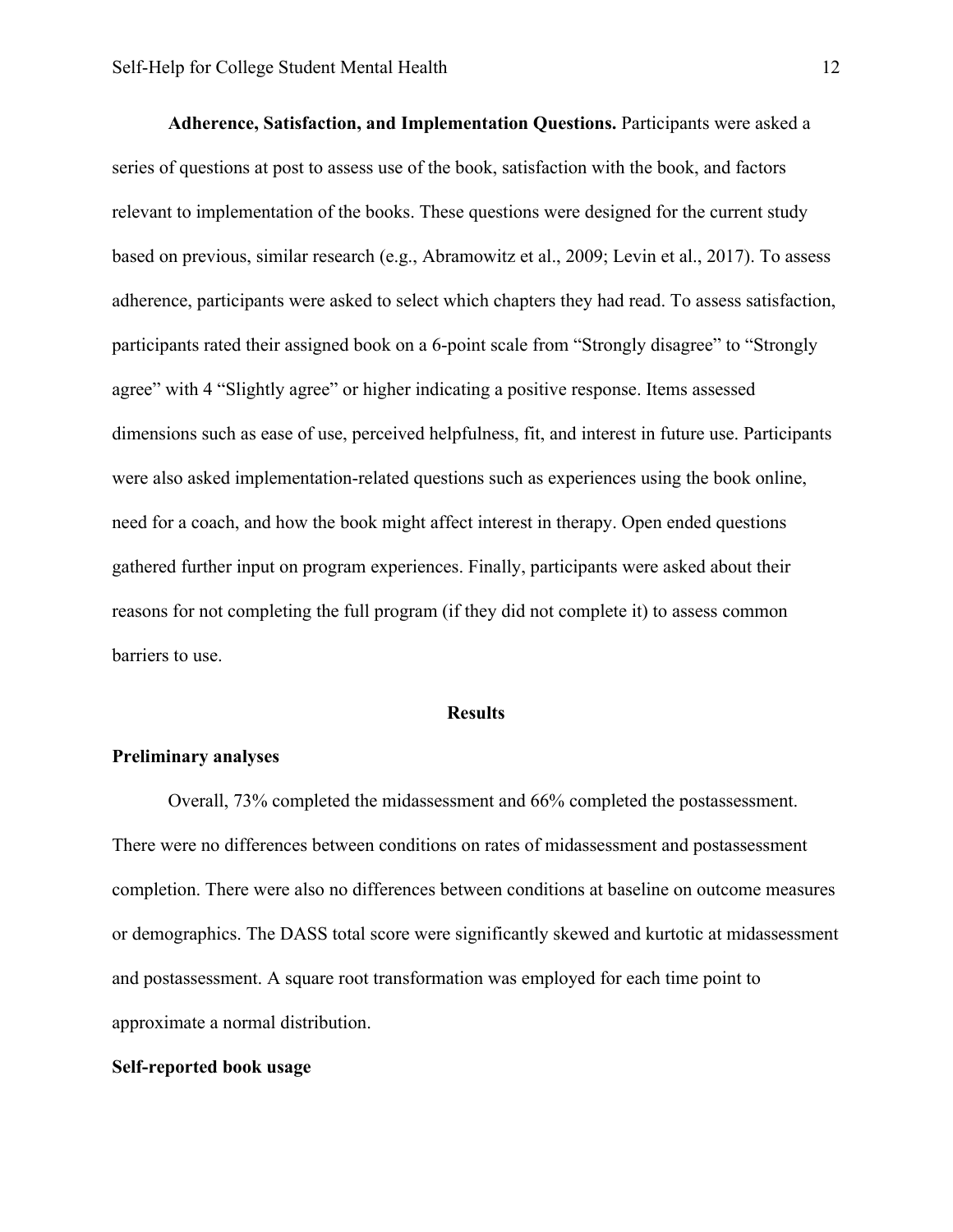**Adherence, Satisfaction, and Implementation Questions.** Participants were asked a series of questions at post to assess use of the book, satisfaction with the book, and factors relevant to implementation of the books. These questions were designed for the current study based on previous, similar research (e.g., Abramowitz et al., 2009; Levin et al., 2017). To assess adherence, participants were asked to select which chapters they had read. To assess satisfaction, participants rated their assigned book on a 6-point scale from "Strongly disagree" to "Strongly agree" with 4 "Slightly agree" or higher indicating a positive response. Items assessed dimensions such as ease of use, perceived helpfulness, fit, and interest in future use. Participants were also asked implementation-related questions such as experiences using the book online, need for a coach, and how the book might affect interest in therapy. Open ended questions gathered further input on program experiences. Finally, participants were asked about their reasons for not completing the full program (if they did not complete it) to assess common barriers to use.

# Results

## Preliminary analyses

Overall, 73% completed the midassessment and 66% completed the postassessment. There were no differences between conditions on rates of midassessment and postassessment completion. There were also no differences between conditions at baseline on outcome measures or demographics. The DASS total score were significantly skewed and kurtotic at midassessment and postassessment. A square root transformation was employed for each time point to approximate a normal distribution.

## Self-reported book usage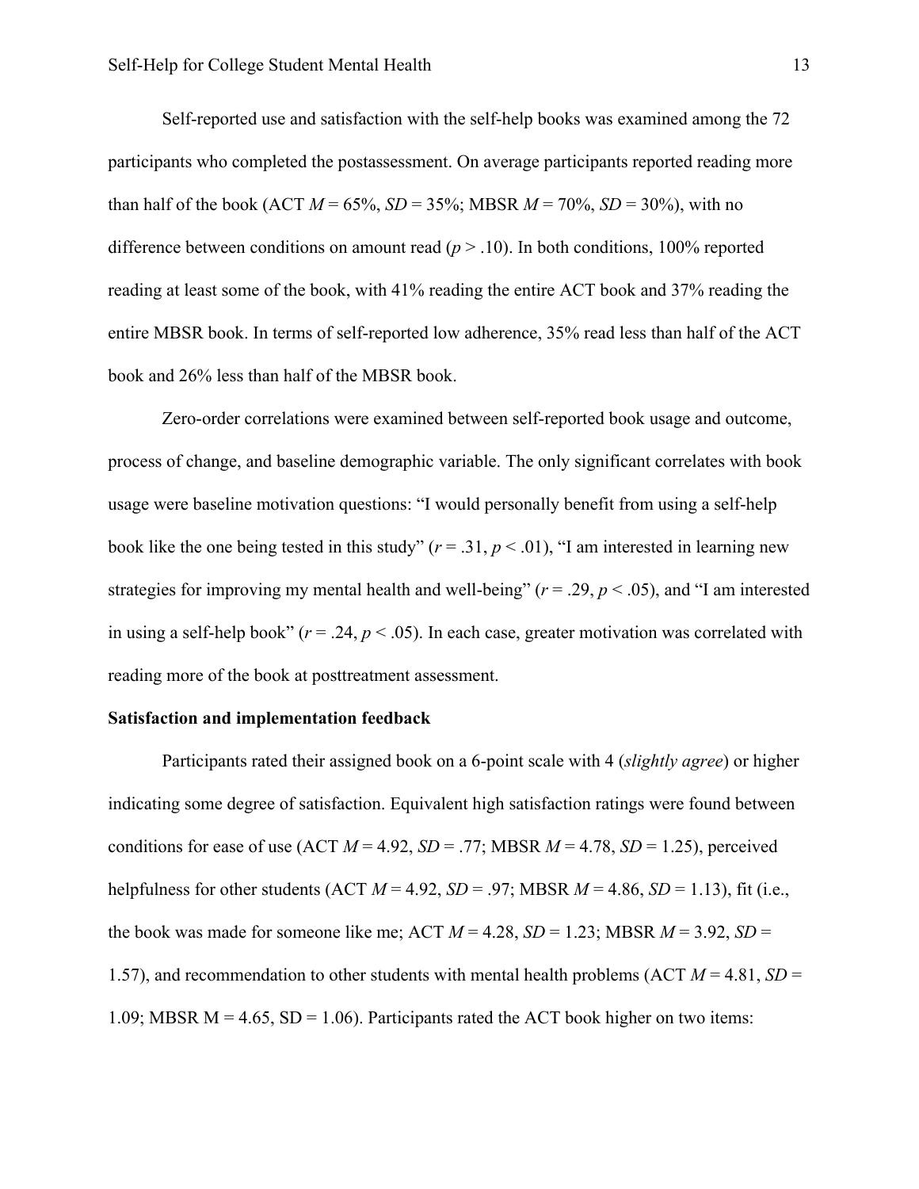Self-reported use and satisfaction with the self-help books was examined among the 72 participants who completed the postassessment. On average participants reported reading more than half of the book (ACT $M$ = 65%, $SD$ = 35%; MBSR $M$ = 70%, $SD$ = 30%), with no difference between conditions on amount read ($p > .10$). In both conditions, 100% reported reading at least some of the book, with 41% reading the entire ACT book and 37% reading the entire MBSR book. In terms of self-reported low adherence, 35% read less than half of the ACT book and 26% less than half of the MBSR book.

Zero-order correlations were examined between self-reported book usage and outcome, process of change, and baseline demographic variable. The only significant correlates with book usage were baseline motivation questions: "I would personally benefit from using a self-help book like the one being tested in this study" ($r = .31$, $p < .01$), "I am interested in learning new strategies for improving my mental health and well-being" ($r = .29$, $p < .05$), and "I am interested in using a self-help book" ($r = .24$, $p < .05$). In each case, greater motivation was correlated with reading more of the book at posttreatment assessment.

**Satisfaction and implementation feedback**

Participants rated their assigned book on a 6-point scale with 4 (*slightly agree*) or higher indicating some degree of satisfaction. Equivalent high satisfaction ratings were found between conditions for ease of use (ACT $M$ = 4.92, $SD$ = .77; MBSR $M$ = 4.78, $SD$ = 1.25), perceived helpfulness for other students (ACT $M$ = 4.92, $SD$ = .97; MBSR $M$ = 4.86, $SD$ = 1.13), fit (i.e., the book was made for someone like me; ACT $M$ = 4.28, $SD$ = 1.23; MBSR $M$ = 3.92, $SD$ = 1.57), and recommendation to other students with mental health problems (ACT $M$ = 4.81, $SD$ = 1.09; MBSR M = 4.65, SD = 1.06). Participants rated the ACT book higher on two items: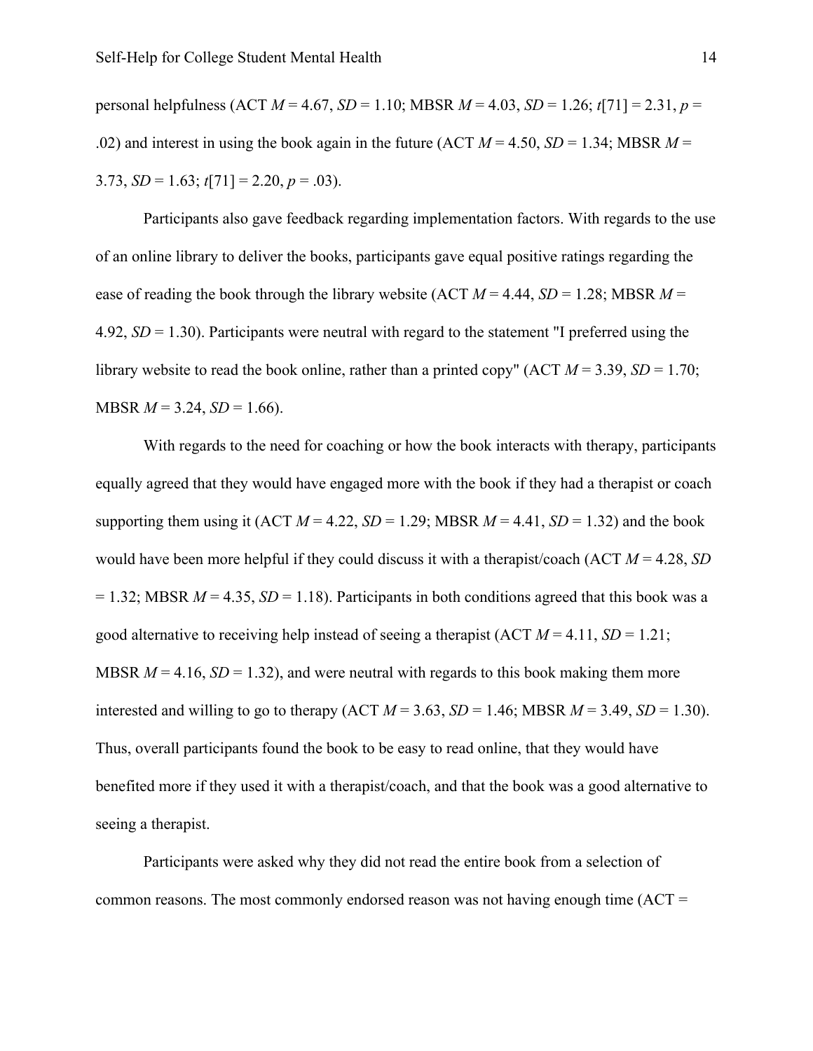personal helpfulness (ACT $M = 4.67$, $SD = 1.10$; MBSR $M = 4.03$, $SD = 1.26$; $t[71] = 2.31$, $p = .02$) and interest in using the book again in the future (ACT $M = 4.50$, $SD = 1.34$; MBSR $M = 3.73$, $SD = 1.63$; $t[71] = 2.20$, $p = .03$).

Participants also gave feedback regarding implementation factors. With regards to the use of an online library to deliver the books, participants gave equal positive ratings regarding the ease of reading the book through the library website (ACT $M = 4.44$, $SD = 1.28$; MBSR $M = 4.92$, $SD = 1.30$). Participants were neutral with regard to the statement "I preferred using the library website to read the book online, rather than a printed copy" (ACT $M = 3.39$, $SD = 1.70$; MBSR $M = 3.24$, $SD = 1.66$).

With regards to the need for coaching or how the book interacts with therapy, participants equally agreed that they would have engaged more with the book if they had a therapist or coach supporting them using it (ACT $M = 4.22$, $SD = 1.29$; MBSR $M = 4.41$, $SD = 1.32$) and the book would have been more helpful if they could discuss it with a therapist/coach (ACT $M = 4.28$, $SD = 1.32$; MBSR $M = 4.35$, $SD = 1.18$). Participants in both conditions agreed that this book was a good alternative to receiving help instead of seeing a therapist (ACT $M = 4.11$, $SD = 1.21$; MBSR $M = 4.16$, $SD = 1.32$), and were neutral with regards to this book making them more interested and willing to go to therapy (ACT $M = 3.63$, $SD = 1.46$; MBSR $M = 3.49$, $SD = 1.30$). Thus, overall participants found the book to be easy to read online, that they would have benefited more if they used it with a therapist/coach, and that the book was a good alternative to seeing a therapist.

Participants were asked why they did not read the entire book from a selection of common reasons. The most commonly endorsed reason was not having enough time (ACT =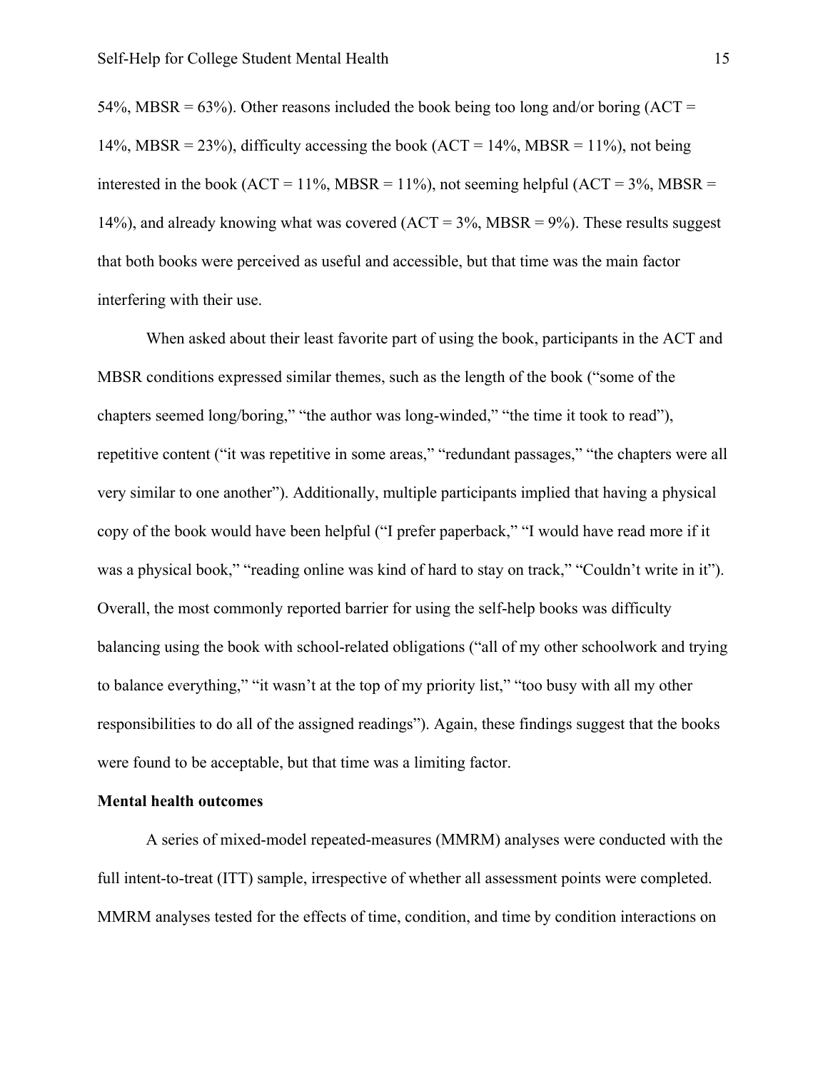54%, MBSR = 63%). Other reasons included the book being too long and/or boring (ACT = 14%, MBSR = 23%), difficulty accessing the book (ACT = 14%, MBSR = 11%), not being interested in the book (ACT = 11%, MBSR = 11%), not seeming helpful (ACT = 3%, MBSR = 14%), and already knowing what was covered (ACT = 3%, MBSR = 9%). These results suggest that both books were perceived as useful and accessible, but that time was the main factor interfering with their use.

When asked about their least favorite part of using the book, participants in the ACT and MBSR conditions expressed similar themes, such as the length of the book ("some of the chapters seemed long/boring," "the author was long-winded," "the time it took to read"), repetitive content ("it was repetitive in some areas," "redundant passages," "the chapters were all very similar to one another"). Additionally, multiple participants implied that having a physical copy of the book would have been helpful ("I prefer paperback," "I would have read more if it was a physical book," "reading online was kind of hard to stay on track," "Couldn't write in it"). Overall, the most commonly reported barrier for using the self-help books was difficulty balancing using the book with school-related obligations ("all of my other schoolwork and trying to balance everything," "it wasn't at the top of my priority list," "too busy with all my other responsibilities to do all of the assigned readings"). Again, these findings suggest that the books were found to be acceptable, but that time was a limiting factor.

**Mental health outcomes**

A series of mixed-model repeated-measures (MMRM) analyses were conducted with the full intent-to-treat (ITT) sample, irrespective of whether all assessment points were completed. MMRM analyses tested for the effects of time, condition, and time by condition interactions on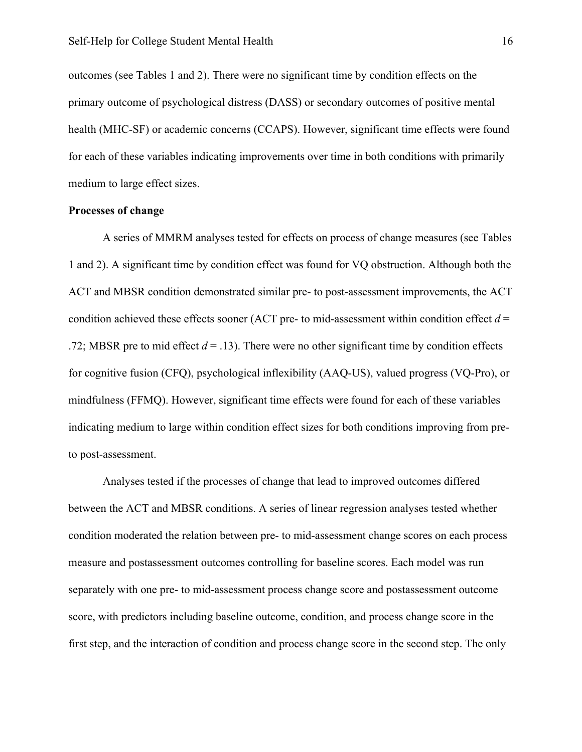outcomes (see Tables 1 and 2). There were no significant time by condition effects on the primary outcome of psychological distress (DASS) or secondary outcomes of positive mental health (MHC-SF) or academic concerns (CCAPS). However, significant time effects were found for each of these variables indicating improvements over time in both conditions with primarily medium to large effect sizes.

**Processes of change**

A series of MMRM analyses tested for effects on process of change measures (see Tables 1 and 2). A significant time by condition effect was found for VQ obstruction. Although both the ACT and MBSR condition demonstrated similar pre- to post-assessment improvements, the ACT condition achieved these effects sooner (ACT pre- to mid-assessment within condition effect $d$ = .72; MBSR pre to mid effect $d$ = .13). There were no other significant time by condition effects for cognitive fusion (CFQ), psychological inflexibility (AAQ-US), valued progress (VQ-Pro), or mindfulness (FFMQ). However, significant time effects were found for each of these variables indicating medium to large within condition effect sizes for both conditions improving from pre- to post-assessment.

Analyses tested if the processes of change that lead to improved outcomes differed between the ACT and MBSR conditions. A series of linear regression analyses tested whether condition moderated the relation between pre- to mid-assessment change scores on each process measure and postassessment outcomes controlling for baseline scores. Each model was run separately with one pre- to mid-assessment process change score and postassessment outcome score, with predictors including baseline outcome, condition, and process change score in the first step, and the interaction of condition and process change score in the second step. The only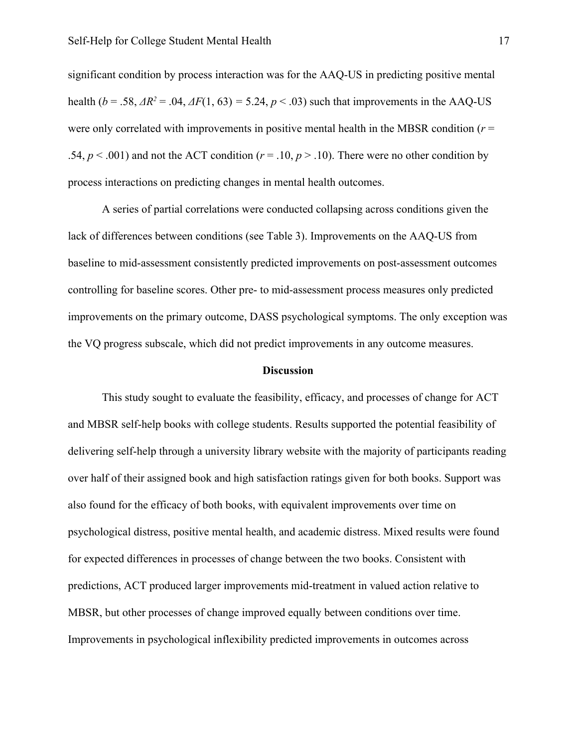significant condition by process interaction was for the AAQ-US in predicting positive mental health ($b = .58$, $\Delta R^2 = .04$, $\Delta F(1, 63) = 5.24$, $p < .03$) such that improvements in the AAQ-US were only correlated with improvements in positive mental health in the MBSR condition ($r = .54$, $p < .001$) and not the ACT condition ($r = .10$, $p > .10$). There were no other condition by process interactions on predicting changes in mental health outcomes.

A series of partial correlations were conducted collapsing across conditions given the lack of differences between conditions (see Table 3). Improvements on the AAQ-US from baseline to mid-assessment consistently predicted improvements on post-assessment outcomes controlling for baseline scores. Other pre- to mid-assessment process measures only predicted improvements on the primary outcome, DASS psychological symptoms. The only exception was the VQ progress subscale, which did not predict improvements in any outcome measures.

## Discussion

This study sought to evaluate the feasibility, efficacy, and processes of change for ACT and MBSR self-help books with college students. Results supported the potential feasibility of delivering self-help through a university library website with the majority of participants reading over half of their assigned book and high satisfaction ratings given for both books. Support was also found for the efficacy of both books, with equivalent improvements over time on psychological distress, positive mental health, and academic distress. Mixed results were found for expected differences in processes of change between the two books. Consistent with predictions, ACT produced larger improvements mid-treatment in valued action relative to MBSR, but other processes of change improved equally between conditions over time. Improvements in psychological inflexibility predicted improvements in outcomes across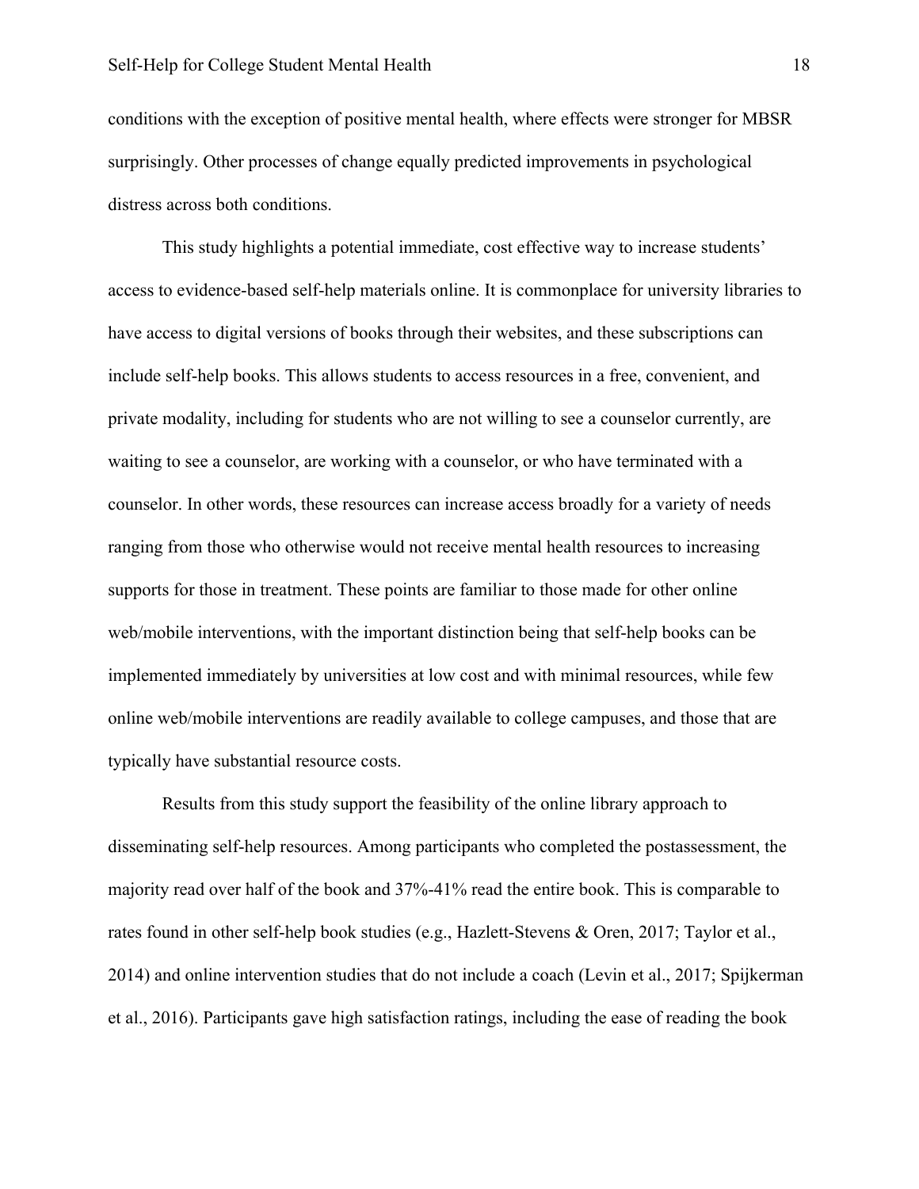conditions with the exception of positive mental health, where effects were stronger for MBSR surprisingly. Other processes of change equally predicted improvements in psychological distress across both conditions.

This study highlights a potential immediate, cost effective way to increase students' access to evidence-based self-help materials online. It is commonplace for university libraries to have access to digital versions of books through their websites, and these subscriptions can include self-help books. This allows students to access resources in a free, convenient, and private modality, including for students who are not willing to see a counselor currently, are waiting to see a counselor, are working with a counselor, or who have terminated with a counselor. In other words, these resources can increase access broadly for a variety of needs ranging from those who otherwise would not receive mental health resources to increasing supports for those in treatment. These points are familiar to those made for other online web/mobile interventions, with the important distinction being that self-help books can be implemented immediately by universities at low cost and with minimal resources, while few online web/mobile interventions are readily available to college campuses, and those that are typically have substantial resource costs.

Results from this study support the feasibility of the online library approach to disseminating self-help resources. Among participants who completed the postassessment, the majority read over half of the book and 37%-41% read the entire book. This is comparable to rates found in other self-help book studies (e.g., Hazlett-Stevens & Oren, 2017; Taylor et al., 2014) and online intervention studies that do not include a coach (Levin et al., 2017; Spijkerman et al., 2016). Participants gave high satisfaction ratings, including the ease of reading the book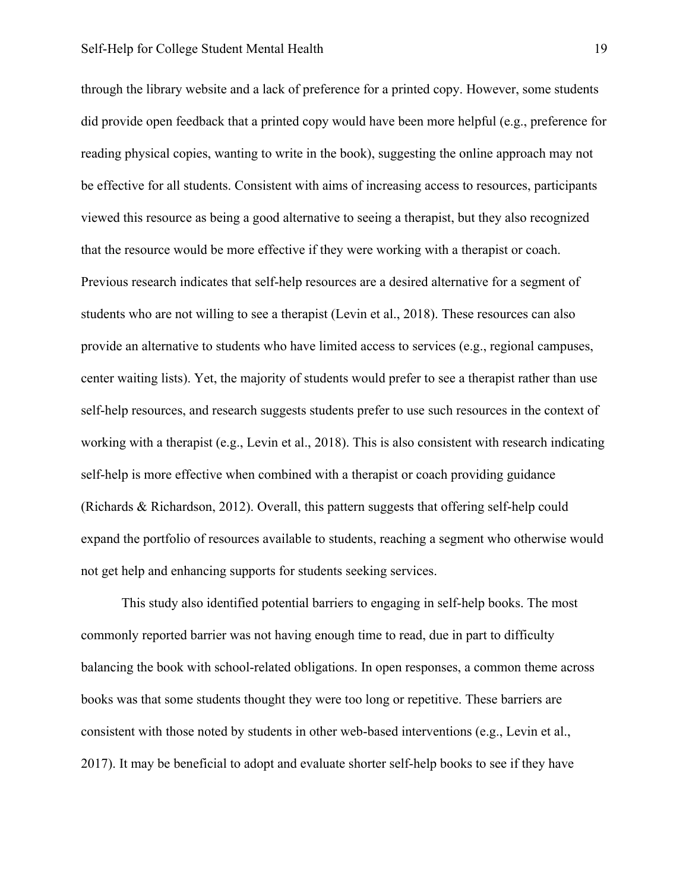through the library website and a lack of preference for a printed copy. However, some students did provide open feedback that a printed copy would have been more helpful (e.g., preference for reading physical copies, wanting to write in the book), suggesting the online approach may not be effective for all students. Consistent with aims of increasing access to resources, participants viewed this resource as being a good alternative to seeing a therapist, but they also recognized that the resource would be more effective if they were working with a therapist or coach. Previous research indicates that self-help resources are a desired alternative for a segment of students who are not willing to see a therapist (Levin et al., 2018). These resources can also provide an alternative to students who have limited access to services (e.g., regional campuses, center waiting lists). Yet, the majority of students would prefer to see a therapist rather than use self-help resources, and research suggests students prefer to use such resources in the context of working with a therapist (e.g., Levin et al., 2018). This is also consistent with research indicating self-help is more effective when combined with a therapist or coach providing guidance (Richards & Richardson, 2012). Overall, this pattern suggests that offering self-help could expand the portfolio of resources available to students, reaching a segment who otherwise would not get help and enhancing supports for students seeking services.

This study also identified potential barriers to engaging in self-help books. The most commonly reported barrier was not having enough time to read, due in part to difficulty balancing the book with school-related obligations. In open responses, a common theme across books was that some students thought they were too long or repetitive. These barriers are consistent with those noted by students in other web-based interventions (e.g., Levin et al., 2017). It may be beneficial to adopt and evaluate shorter self-help books to see if they have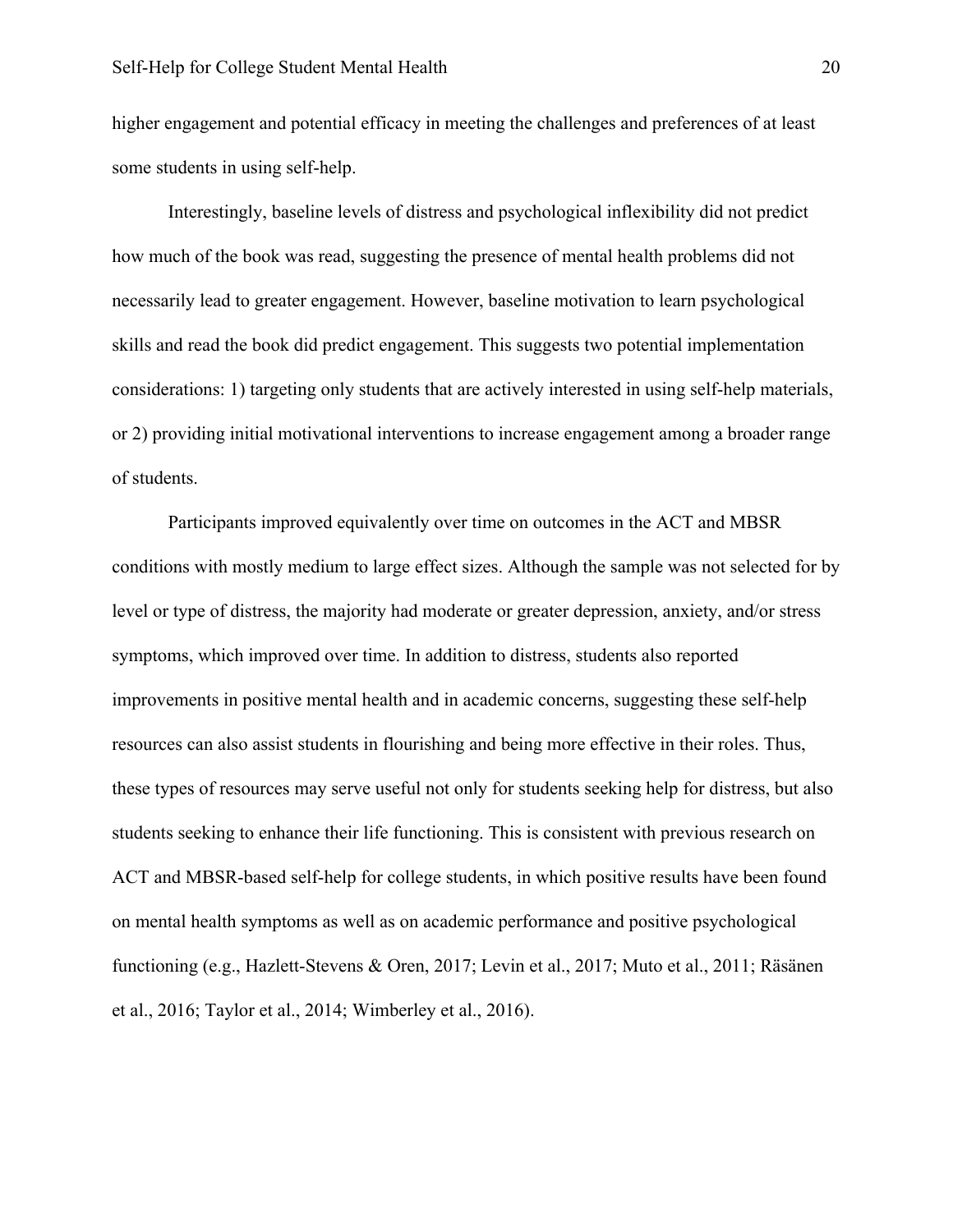higher engagement and potential efficacy in meeting the challenges and preferences of at least some students in using self-help.

Interestingly, baseline levels of distress and psychological inflexibility did not predict how much of the book was read, suggesting the presence of mental health problems did not necessarily lead to greater engagement. However, baseline motivation to learn psychological skills and read the book did predict engagement. This suggests two potential implementation considerations: 1) targeting only students that are actively interested in using self-help materials, or 2) providing initial motivational interventions to increase engagement among a broader range of students.

Participants improved equivalently over time on outcomes in the ACT and MBSR conditions with mostly medium to large effect sizes. Although the sample was not selected for by level or type of distress, the majority had moderate or greater depression, anxiety, and/or stress symptoms, which improved over time. In addition to distress, students also reported improvements in positive mental health and in academic concerns, suggesting these self-help resources can also assist students in flourishing and being more effective in their roles. Thus, these types of resources may serve useful not only for students seeking help for distress, but also students seeking to enhance their life functioning. This is consistent with previous research on ACT and MBSR-based self-help for college students, in which positive results have been found on mental health symptoms as well as on academic performance and positive psychological functioning (e.g., Hazlett-Stevens & Oren, 2017; Levin et al., 2017; Muto et al., 2011; Räsänen et al., 2016; Taylor et al., 2014; Wimberley et al., 2016).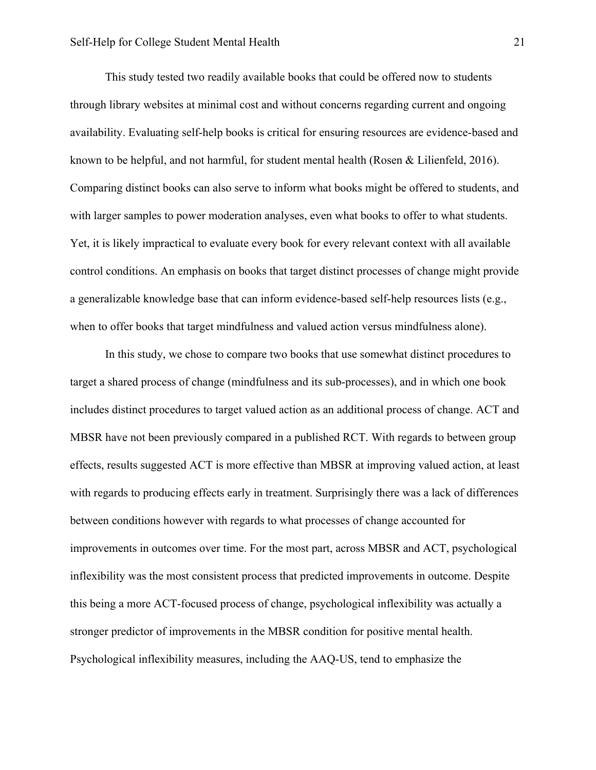This study tested two readily available books that could be offered now to students through library websites at minimal cost and without concerns regarding current and ongoing availability. Evaluating self-help books is critical for ensuring resources are evidence-based and known to be helpful, and not harmful, for student mental health (Rosen & Lilienfeld, 2016). Comparing distinct books can also serve to inform what books might be offered to students, and with larger samples to power moderation analyses, even what books to offer to what students. Yet, it is likely impractical to evaluate every book for every relevant context with all available control conditions. An emphasis on books that target distinct processes of change might provide a generalizable knowledge base that can inform evidence-based self-help resources lists (e.g., when to offer books that target mindfulness and valued action versus mindfulness alone).

In this study, we chose to compare two books that use somewhat distinct procedures to target a shared process of change (mindfulness and its sub-processes), and in which one book includes distinct procedures to target valued action as an additional process of change. ACT and MBSR have not been previously compared in a published RCT. With regards to between group effects, results suggested ACT is more effective than MBSR at improving valued action, at least with regards to producing effects early in treatment. Surprisingly there was a lack of differences between conditions however with regards to what processes of change accounted for improvements in outcomes over time. For the most part, across MBSR and ACT, psychological inflexibility was the most consistent process that predicted improvements in outcome. Despite this being a more ACT-focused process of change, psychological inflexibility was actually a stronger predictor of improvements in the MBSR condition for positive mental health. Psychological inflexibility measures, including the AAQ-US, tend to emphasize the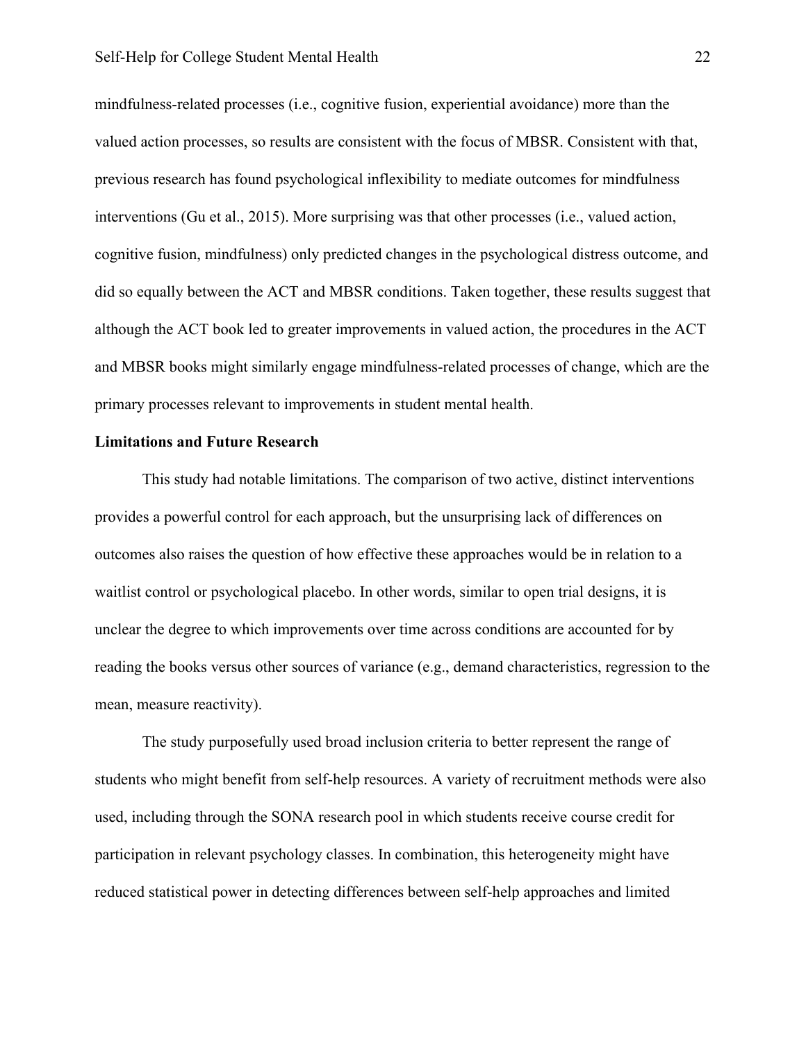mindfulness-related processes (i.e., cognitive fusion, experiential avoidance) more than the valued action processes, so results are consistent with the focus of MBSR. Consistent with that, previous research has found psychological inflexibility to mediate outcomes for mindfulness interventions (Gu et al., 2015). More surprising was that other processes (i.e., valued action, cognitive fusion, mindfulness) only predicted changes in the psychological distress outcome, and did so equally between the ACT and MBSR conditions. Taken together, these results suggest that although the ACT book led to greater improvements in valued action, the procedures in the ACT and MBSR books might similarly engage mindfulness-related processes of change, which are the primary processes relevant to improvements in student mental health.

**Limitations and Future Research**

This study had notable limitations. The comparison of two active, distinct interventions provides a powerful control for each approach, but the unsurprising lack of differences on outcomes also raises the question of how effective these approaches would be in relation to a waitlist control or psychological placebo. In other words, similar to open trial designs, it is unclear the degree to which improvements over time across conditions are accounted for by reading the books versus other sources of variance (e.g., demand characteristics, regression to the mean, measure reactivity).

The study purposefully used broad inclusion criteria to better represent the range of students who might benefit from self-help resources. A variety of recruitment methods were also used, including through the SONA research pool in which students receive course credit for participation in relevant psychology classes. In combination, this heterogeneity might have reduced statistical power in detecting differences between self-help approaches and limited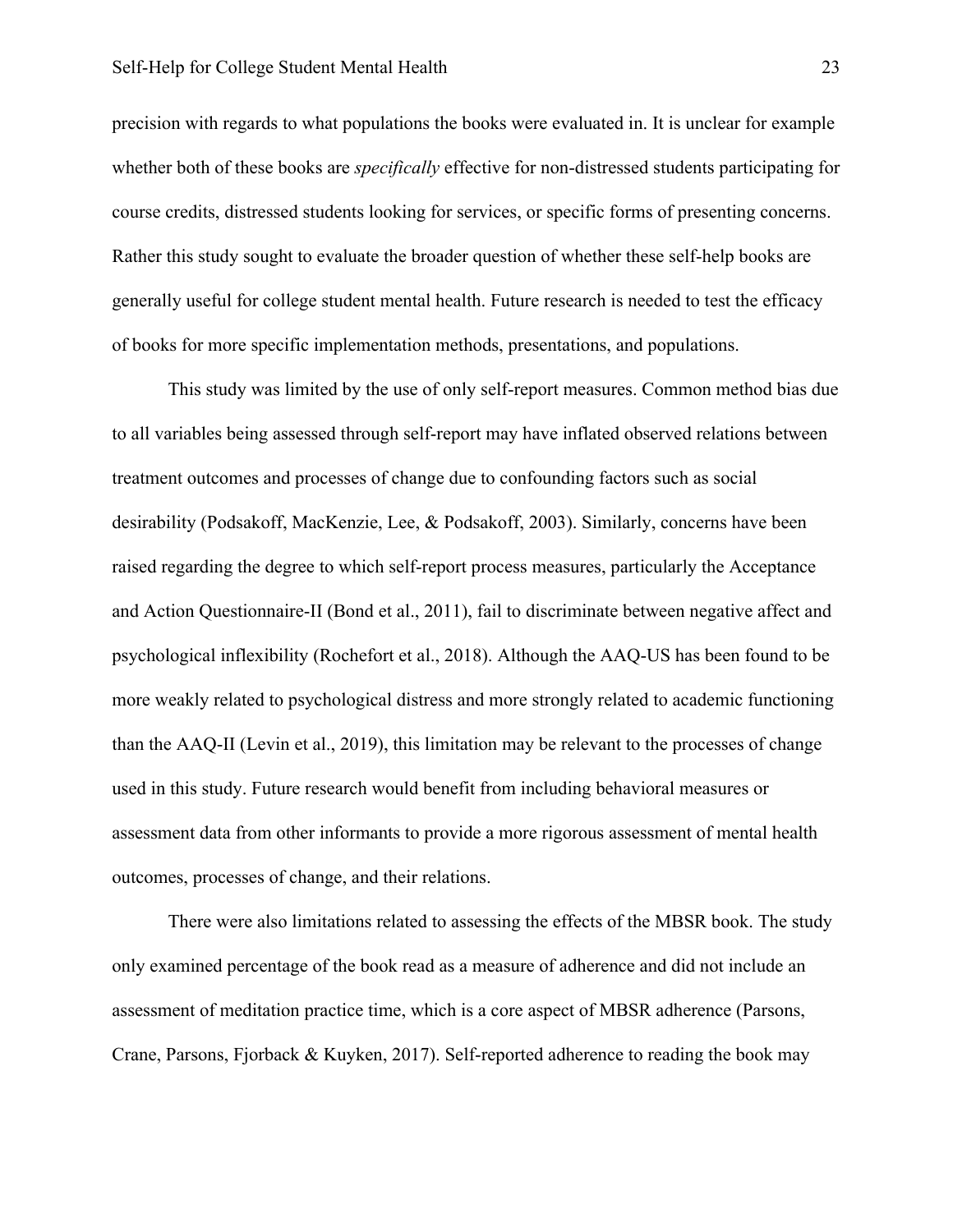precision with regards to what populations the books were evaluated in. It is unclear for example whether both of these books are *specifically* effective for non-distressed students participating for course credits, distressed students looking for services, or specific forms of presenting concerns. Rather this study sought to evaluate the broader question of whether these self-help books are generally useful for college student mental health. Future research is needed to test the efficacy of books for more specific implementation methods, presentations, and populations.

This study was limited by the use of only self-report measures. Common method bias due to all variables being assessed through self-report may have inflated observed relations between treatment outcomes and processes of change due to confounding factors such as social desirability (Podsakoff, MacKenzie, Lee, & Podsakoff, 2003). Similarly, concerns have been raised regarding the degree to which self-report process measures, particularly the Acceptance and Action Questionnaire-II (Bond et al., 2011), fail to discriminate between negative affect and psychological inflexibility (Rochefort et al., 2018). Although the AAQ-US has been found to be more weakly related to psychological distress and more strongly related to academic functioning than the AAQ-II (Levin et al., 2019), this limitation may be relevant to the processes of change used in this study. Future research would benefit from including behavioral measures or assessment data from other informants to provide a more rigorous assessment of mental health outcomes, processes of change, and their relations.

There were also limitations related to assessing the effects of the MBSR book. The study only examined percentage of the book read as a measure of adherence and did not include an assessment of meditation practice time, which is a core aspect of MBSR adherence (Parsons, Crane, Parsons, Fjorback & Kuyken, 2017). Self-reported adherence to reading the book may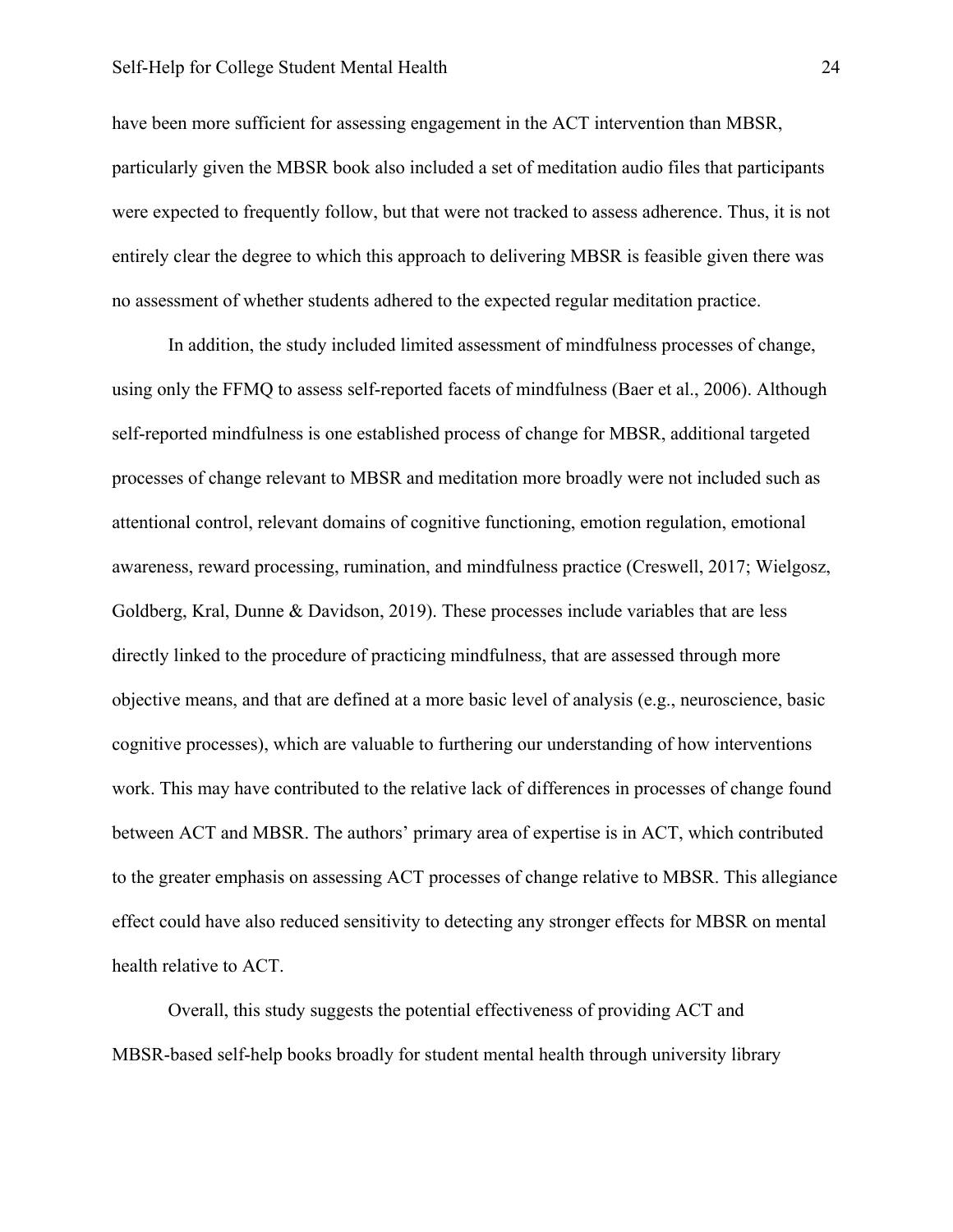have been more sufficient for assessing engagement in the ACT intervention than MBSR, particularly given the MBSR book also included a set of meditation audio files that participants were expected to frequently follow, but that were not tracked to assess adherence. Thus, it is not entirely clear the degree to which this approach to delivering MBSR is feasible given there was no assessment of whether students adhered to the expected regular meditation practice.

In addition, the study included limited assessment of mindfulness processes of change, using only the FFMQ to assess self-reported facets of mindfulness (Baer et al., 2006). Although self-reported mindfulness is one established process of change for MBSR, additional targeted processes of change relevant to MBSR and meditation more broadly were not included such as attentional control, relevant domains of cognitive functioning, emotion regulation, emotional awareness, reward processing, rumination, and mindfulness practice (Creswell, 2017; Wielgosz, Goldberg, Kral, Dunne & Davidson, 2019). These processes include variables that are less directly linked to the procedure of practicing mindfulness, that are assessed through more objective means, and that are defined at a more basic level of analysis (e.g., neuroscience, basic cognitive processes), which are valuable to furthering our understanding of how interventions work. This may have contributed to the relative lack of differences in processes of change found between ACT and MBSR. The authors' primary area of expertise is in ACT, which contributed to the greater emphasis on assessing ACT processes of change relative to MBSR. This allegiance effect could have also reduced sensitivity to detecting any stronger effects for MBSR on mental health relative to ACT.

Overall, this study suggests the potential effectiveness of providing ACT and MBSR-based self-help books broadly for student mental health through university library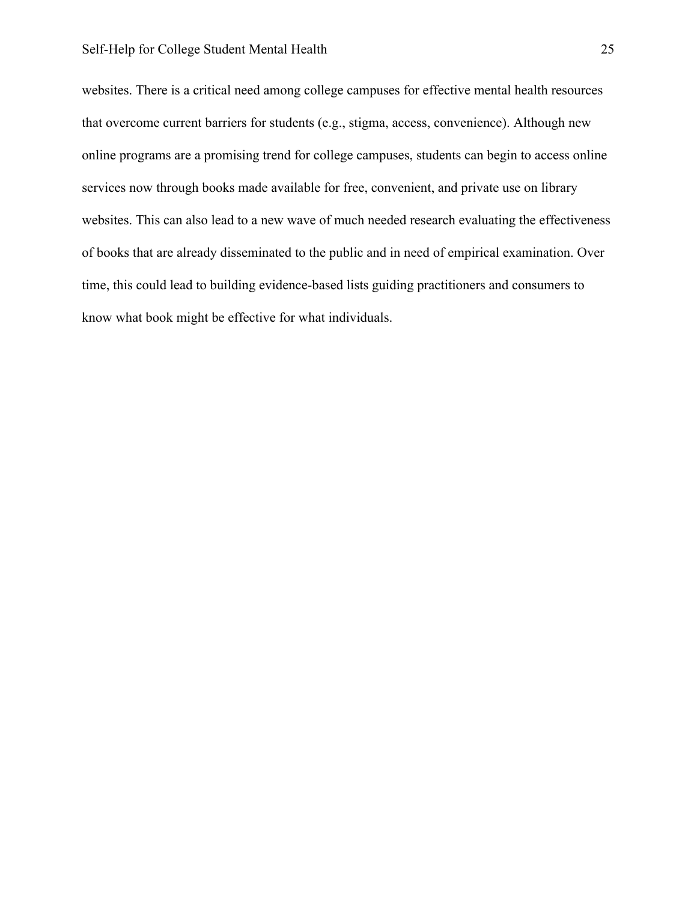websites. There is a critical need among college campuses for effective mental health resources that overcome current barriers for students (e.g., stigma, access, convenience). Although new online programs are a promising trend for college campuses, students can begin to access online services now through books made available for free, convenient, and private use on library websites. This can also lead to a new wave of much needed research evaluating the effectiveness of books that are already disseminated to the public and in need of empirical examination. Over time, this could lead to building evidence-based lists guiding practitioners and consumers to know what book might be effective for what individuals.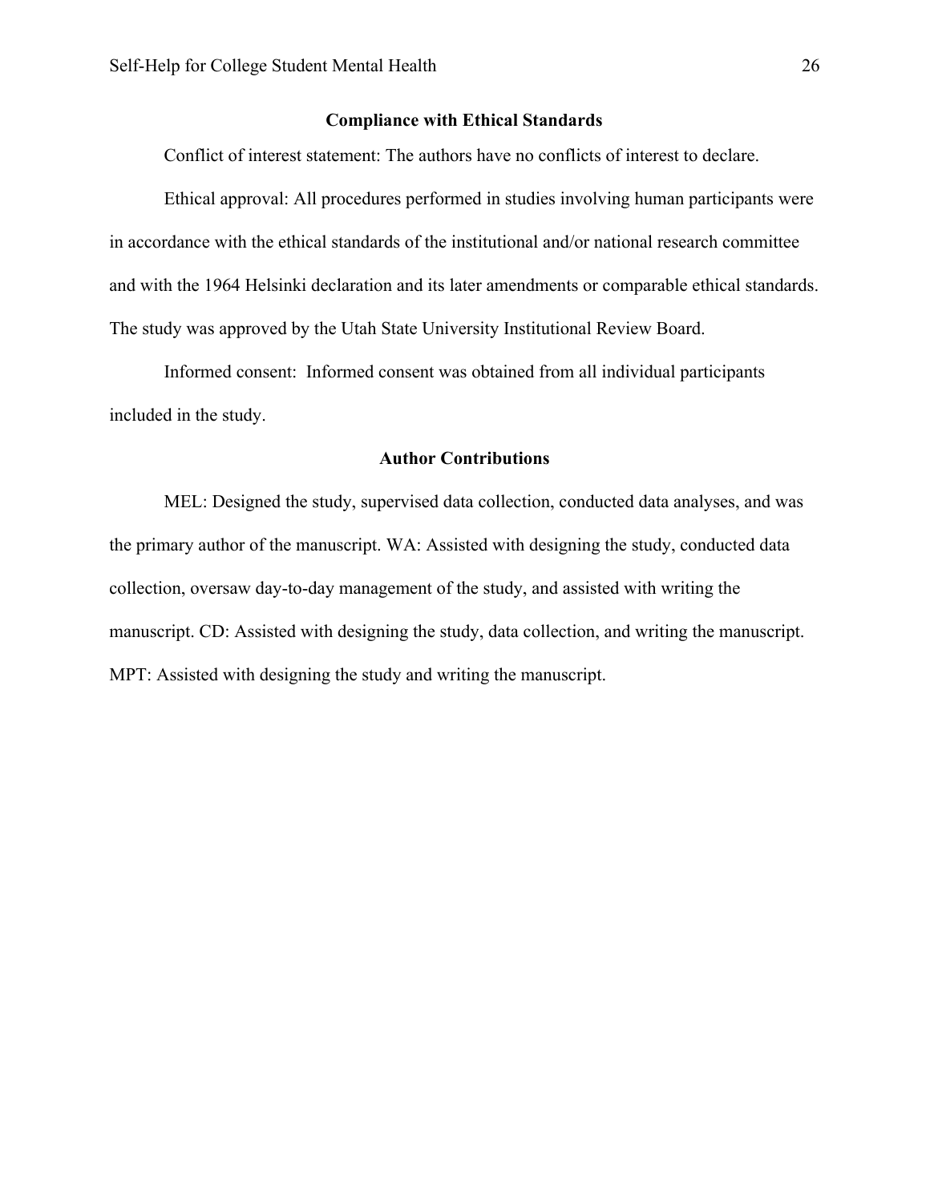## Compliance with Ethical Standards

Conflict of interest statement: The authors have no conflicts of interest to declare.

Ethical approval: All procedures performed in studies involving human participants were in accordance with the ethical standards of the institutional and/or national research committee and with the 1964 Helsinki declaration and its later amendments or comparable ethical standards. The study was approved by the Utah State University Institutional Review Board.

Informed consent: Informed consent was obtained from all individual participants included in the study.

## Author Contributions

MEL: Designed the study, supervised data collection, conducted data analyses, and was the primary author of the manuscript. WA: Assisted with designing the study, conducted data collection, oversaw day-to-day management of the study, and assisted with writing the manuscript. CD: Assisted with designing the study, data collection, and writing the manuscript. MPT: Assisted with designing the study and writing the manuscript.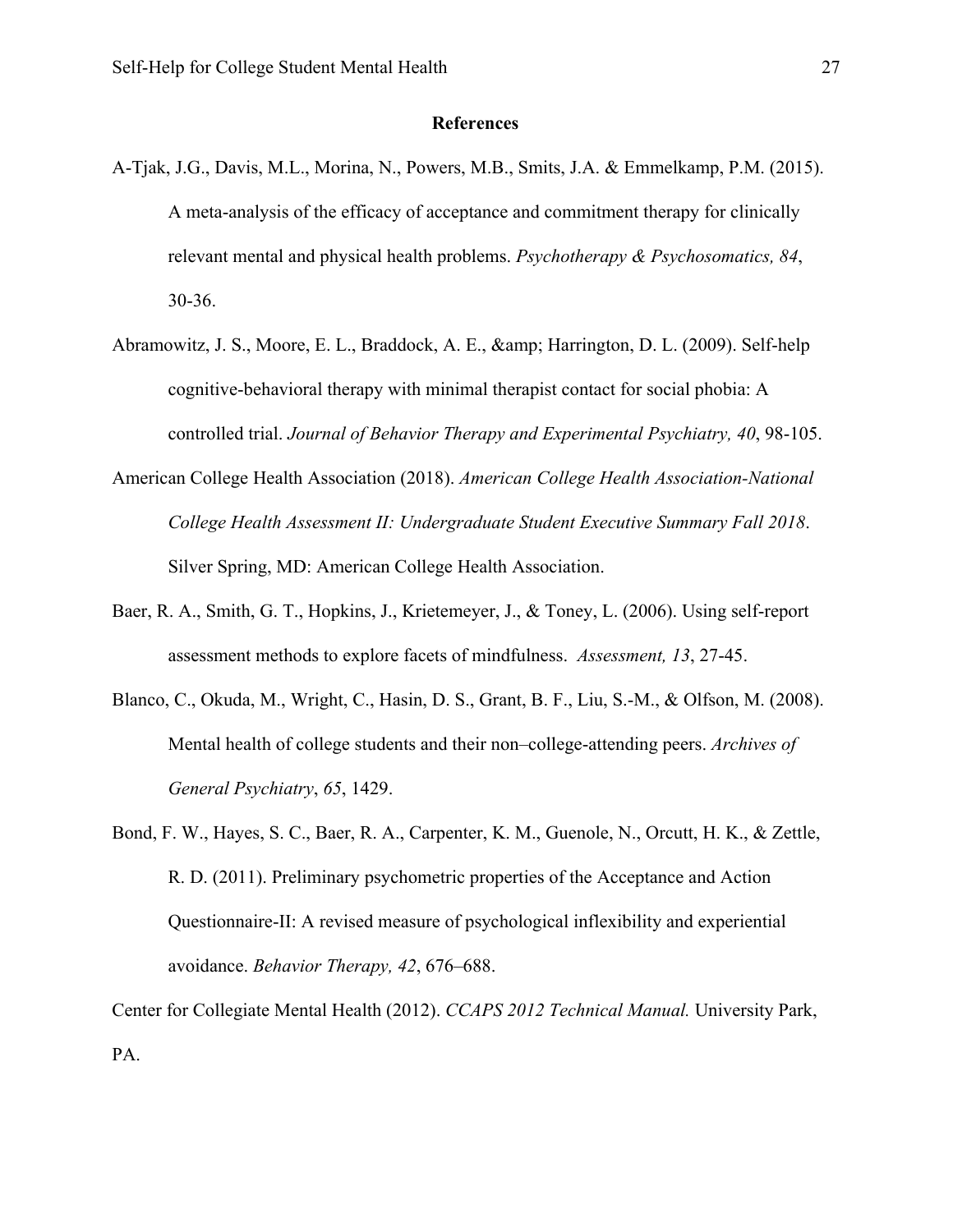**References**

A-Tjak, J.G., Davis, M.L., Morina, N., Powers, M.B., Smits, J.A. & Emmelkamp, P.M. (2015). A meta-analysis of the efficacy of acceptance and commitment therapy for clinically relevant mental and physical health problems. *Psychotherapy & Psychosomatics, 84*, 30-36.

Abramowitz, J. S., Moore, E. L., Braddock, A. E., &amp; Harrington, D. L. (2009). Self-help cognitive-behavioral therapy with minimal therapist contact for social phobia: A controlled trial. *Journal of Behavior Therapy and Experimental Psychiatry, 40*, 98-105.

American College Health Association (2018). *American College Health Association-National College Health Assessment II: Undergraduate Student Executive Summary Fall 2018*. Silver Spring, MD: American College Health Association.

Baer, R. A., Smith, G. T., Hopkins, J., Krietemeyer, J., & Toney, L. (2006). Using self-report assessment methods to explore facets of mindfulness. *Assessment, 13*, 27-45.

Blanco, C., Okuda, M., Wright, C., Hasin, D. S., Grant, B. F., Liu, S.-M., & Olfson, M. (2008). Mental health of college students and their non–college-attending peers. *Archives of General Psychiatry*, *65*, 1429.

Bond, F. W., Hayes, S. C., Baer, R. A., Carpenter, K. M., Guenole, N., Orcutt, H. K., & Zettle, R. D. (2011). Preliminary psychometric properties of the Acceptance and Action Questionnaire-II: A revised measure of psychological inflexibility and experiential avoidance. *Behavior Therapy, 42*, 676–688.

Center for Collegiate Mental Health (2012). *CCAPS 2012 Technical Manual.* University Park, PA.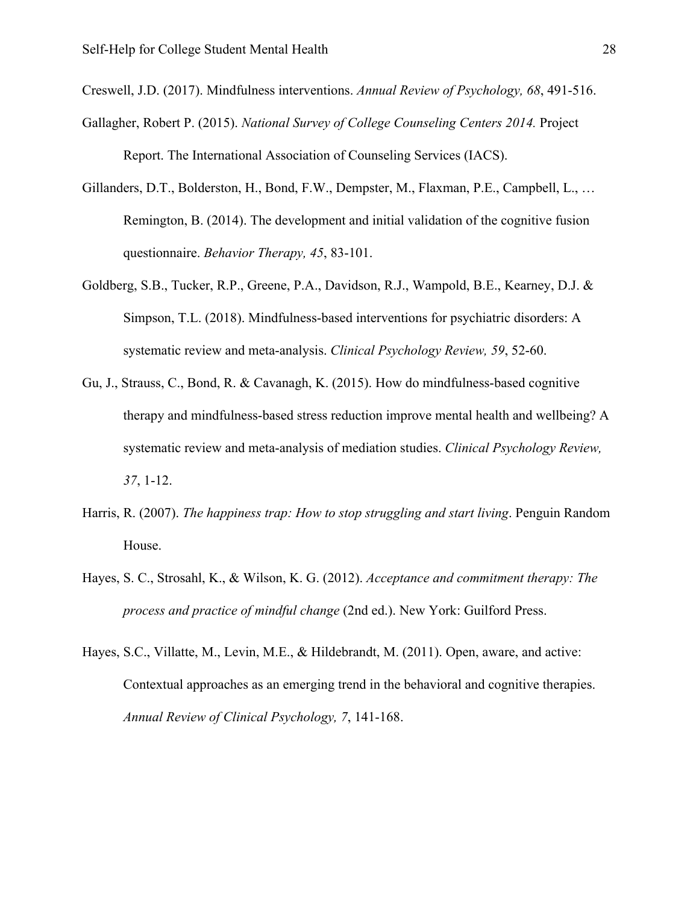Creswell, J.D. (2017). Mindfulness interventions. *Annual Review of Psychology, 68*, 491-516.

Gallagher, Robert P. (2015). *National Survey of College Counseling Centers 2014.* Project Report. The International Association of Counseling Services (IACS).

Gillanders, D.T., Bolderston, H., Bond, F.W., Dempster, M., Flaxman, P.E., Campbell, L., … Remington, B. (2014). The development and initial validation of the cognitive fusion questionnaire. *Behavior Therapy, 45*, 83-101.

Goldberg, S.B., Tucker, R.P., Greene, P.A., Davidson, R.J., Wampold, B.E., Kearney, D.J. & Simpson, T.L. (2018). Mindfulness-based interventions for psychiatric disorders: A systematic review and meta-analysis. *Clinical Psychology Review, 59*, 52-60.

Gu, J., Strauss, C., Bond, R. & Cavanagh, K. (2015). How do mindfulness-based cognitive therapy and mindfulness-based stress reduction improve mental health and wellbeing? A systematic review and meta-analysis of mediation studies. *Clinical Psychology Review, 37*, 1-12.

Harris, R. (2007). *The happiness trap: How to stop struggling and start living*. Penguin Random House.

Hayes, S. C., Strosahl, K., & Wilson, K. G. (2012). *Acceptance and commitment therapy: The process and practice of mindful change* (2nd ed.). New York: Guilford Press.

Hayes, S.C., Villatte, M., Levin, M.E., & Hildebrandt, M. (2011). Open, aware, and active: Contextual approaches as an emerging trend in the behavioral and cognitive therapies. *Annual Review of Clinical Psychology, 7*, 141-168.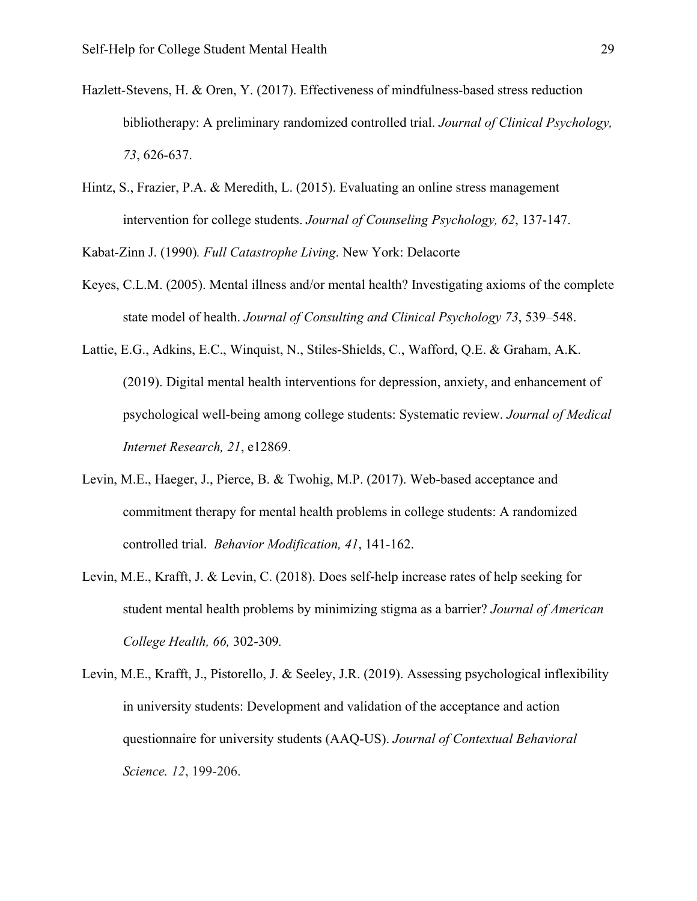Hazlett-Stevens, H. & Oren, Y. (2017). Effectiveness of mindfulness-based stress reduction bibliotherapy: A preliminary randomized controlled trial. *Journal of Clinical Psychology, 73*, 626-637.

Hintz, S., Frazier, P.A. & Meredith, L. (2015). Evaluating an online stress management intervention for college students. *Journal of Counseling Psychology, 62*, 137-147.

Kabat-Zinn J. (1990)*. Full Catastrophe Living*. New York: Delacorte

Keyes, C.L.M. (2005). Mental illness and/or mental health? Investigating axioms of the complete state model of health. *Journal of Consulting and Clinical Psychology 73*, 539–548.

Lattie, E.G., Adkins, E.C., Winquist, N., Stiles-Shields, C., Wafford, Q.E. & Graham, A.K. (2019). Digital mental health interventions for depression, anxiety, and enhancement of psychological well-being among college students: Systematic review. *Journal of Medical Internet Research, 21*, e12869.

Levin, M.E., Haeger, J., Pierce, B. & Twohig, M.P. (2017). Web-based acceptance and commitment therapy for mental health problems in college students: A randomized controlled trial. *Behavior Modification, 41*, 141-162.

Levin, M.E., Krafft, J. & Levin, C. (2018). Does self-help increase rates of help seeking for student mental health problems by minimizing stigma as a barrier? *Journal of American College Health, 66,* 302-309*.*

Levin, M.E., Krafft, J., Pistorello, J. & Seeley, J.R. (2019). Assessing psychological inflexibility in university students: Development and validation of the acceptance and action questionnaire for university students (AAQ-US). *Journal of Contextual Behavioral Science. 12*, 199-206.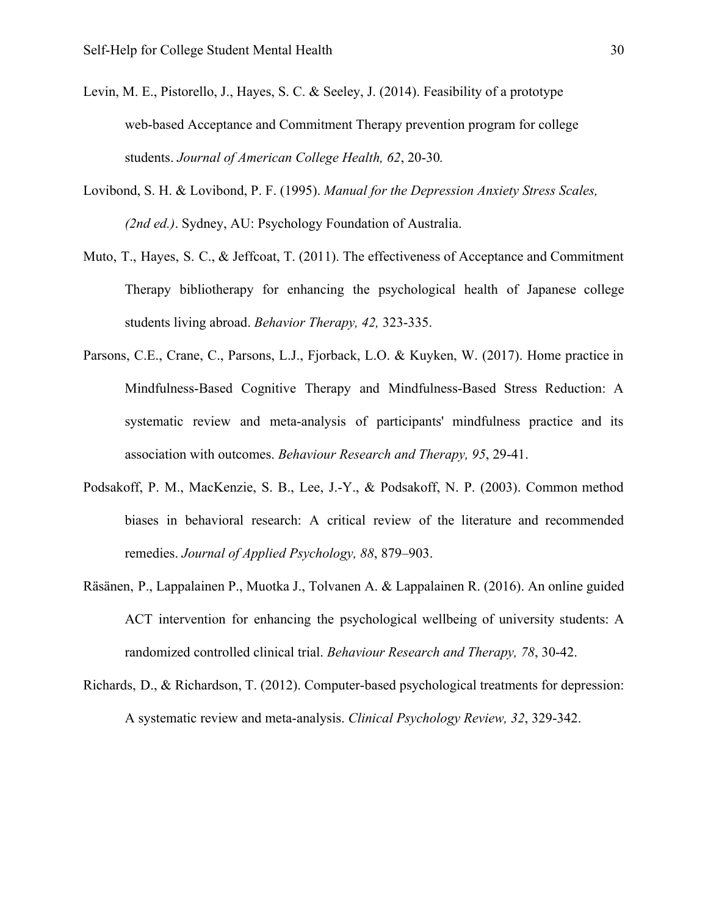Levin, M. E., Pistorello, J., Hayes, S. C. & Seeley, J. (2014). Feasibility of a prototype web-based Acceptance and Commitment Therapy prevention program for college students. *Journal of American College Health, 62*, 20-30*.*

Lovibond, S. H. & Lovibond, P. F. (1995). *Manual for the Depression Anxiety Stress Scales, (2nd ed.)*. Sydney, AU: Psychology Foundation of Australia.

Muto, T., Hayes, S. C., & Jeffcoat, T. (2011). The effectiveness of Acceptance and Commitment Therapy bibliotherapy for enhancing the psychological health of Japanese college students living abroad. *Behavior Therapy, 42,* 323-335.

Parsons, C.E., Crane, C., Parsons, L.J., Fjorback, L.O. & Kuyken, W. (2017). Home practice in Mindfulness-Based Cognitive Therapy and Mindfulness-Based Stress Reduction: A systematic review and meta-analysis of participants' mindfulness practice and its association with outcomes. *Behaviour Research and Therapy, 95*, 29-41.

Podsakoff, P. M., MacKenzie, S. B., Lee, J.-Y., & Podsakoff, N. P. (2003). Common method biases in behavioral research: A critical review of the literature and recommended remedies. *Journal of Applied Psychology, 88*, 879–903.

Räsänen, P., Lappalainen P., Muotka J., Tolvanen A. & Lappalainen R. (2016). An online guided ACT intervention for enhancing the psychological wellbeing of university students: A randomized controlled clinical trial. *Behaviour Research and Therapy, 78*, 30-42.

Richards, D., & Richardson, T. (2012). Computer-based psychological treatments for depression: A systematic review and meta-analysis. *Clinical Psychology Review, 32*, 329-342.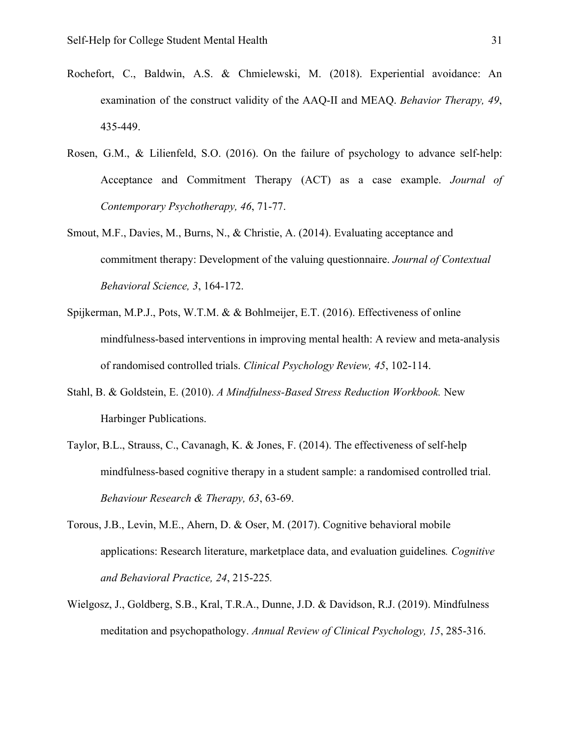Rochefort, C., Baldwin, A.S. & Chmielewski, M. (2018). Experiential avoidance: An examination of the construct validity of the AAQ-II and MEAQ. *Behavior Therapy, 49*, 435-449.

Rosen, G.M., & Lilienfeld, S.O. (2016). On the failure of psychology to advance self-help: Acceptance and Commitment Therapy (ACT) as a case example. *Journal of Contemporary Psychotherapy, 46*, 71-77.

Smout, M.F., Davies, M., Burns, N., & Christie, A. (2014). Evaluating acceptance and commitment therapy: Development of the valuing questionnaire. *Journal of Contextual Behavioral Science, 3*, 164-172.

Spijkerman, M.P.J., Pots, W.T.M. & & Bohlmeijer, E.T. (2016). Effectiveness of online mindfulness-based interventions in improving mental health: A review and meta-analysis of randomised controlled trials. *Clinical Psychology Review, 45*, 102-114.

Stahl, B. & Goldstein, E. (2010). *A Mindfulness-Based Stress Reduction Workbook.* New Harbinger Publications.

Taylor, B.L., Strauss, C., Cavanagh, K. & Jones, F. (2014). The effectiveness of self-help mindfulness-based cognitive therapy in a student sample: a randomised controlled trial. *Behaviour Research & Therapy, 63*, 63-69.

Torous, J.B., Levin, M.E., Ahern, D. & Oser, M. (2017). Cognitive behavioral mobile applications: Research literature, marketplace data, and evaluation guidelines*. Cognitive and Behavioral Practice, 24*, 215-225*.*

Wielgosz, J., Goldberg, S.B., Kral, T.R.A., Dunne, J.D. & Davidson, R.J. (2019). Mindfulness meditation and psychopathology. *Annual Review of Clinical Psychology, 15*, 285-316.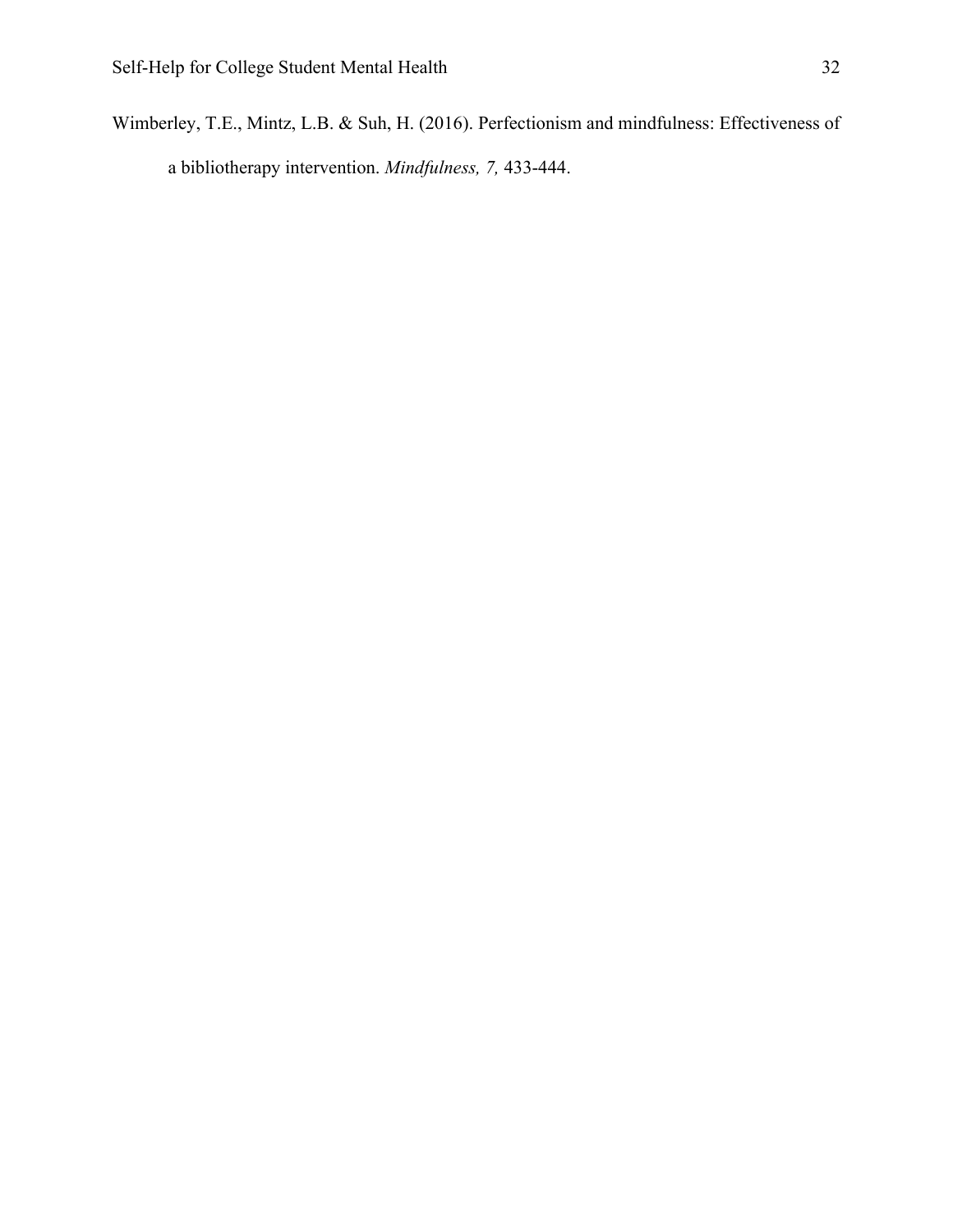Wimberley, T.E., Mintz, L.B. & Suh, H. (2016). Perfectionism and mindfulness: Effectiveness of a bibliotherapy intervention. *Mindfulness, 7,* 433-444.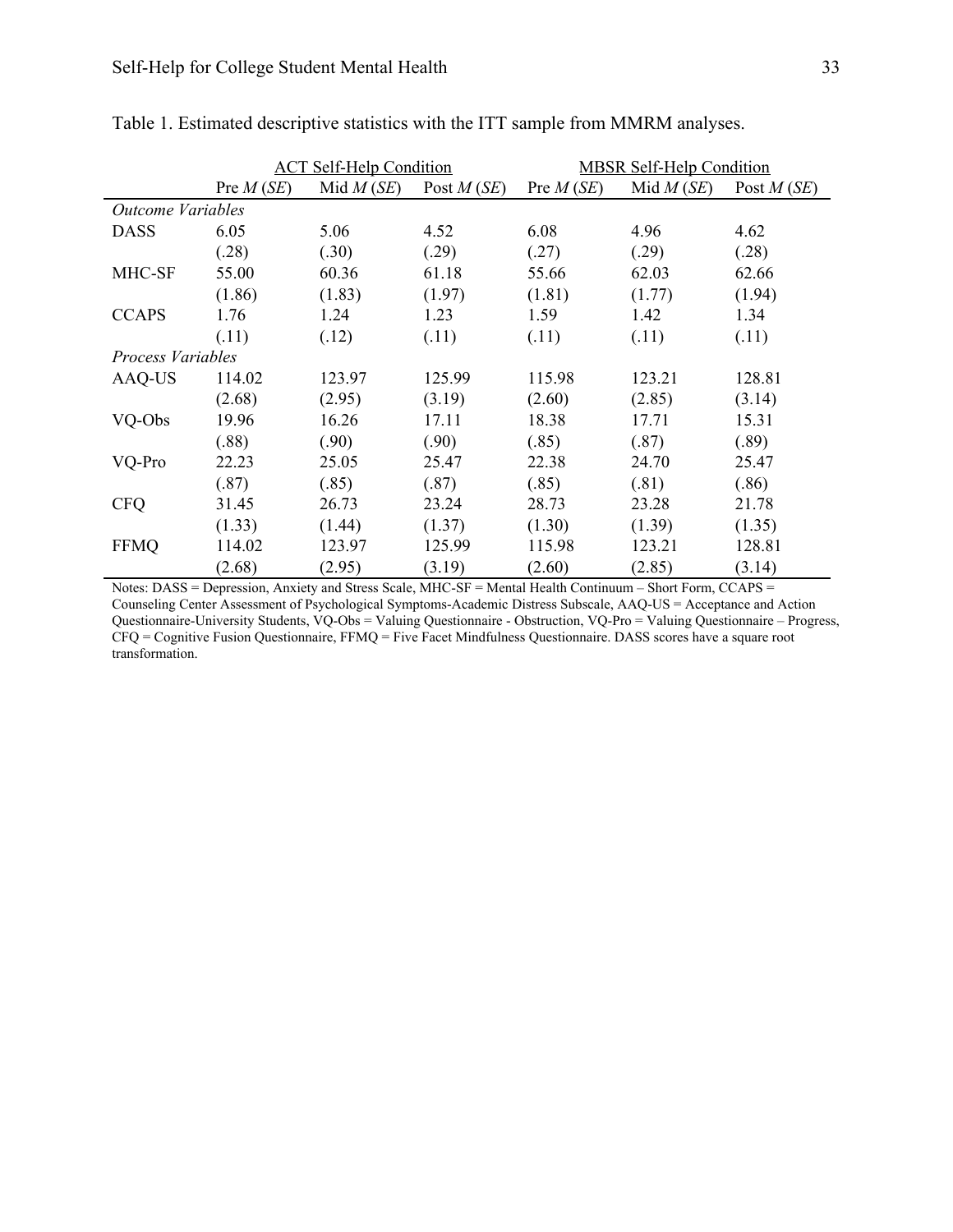Table 1. Estimated descriptive statistics with the ITT sample from MMRM analyses.

| | ACT Self-Help Condition | | | MBSR Self-Help Condition | | |
|---|---|---|---|---|---|---|
| | Pre *M* (*SE*) | Mid *M* (*SE*) | Post *M* (*SE*) | Pre *M* (*SE*) | Mid *M* (*SE*) | Post *M* (*SE*) |
| *Outcome Variables* | | | | | | |
| DASS | 6.05 | 5.06 | 4.52 | 6.08 | 4.96 | 4.62 |
| | (.28) | (.30) | (.29) | (.27) | (.29) | (.28) |
| MHC-SF | 55.00 | 60.36 | 61.18 | 55.66 | 62.03 | 62.66 |
| | (1.86) | (1.83) | (1.97) | (1.81) | (1.77) | (1.94) |
| CCAPS | 1.76 | 1.24 | 1.23 | 1.59 | 1.42 | 1.34 |
| | (.11) | (.12) | (.11) | (.11) | (.11) | (.11) |
| *Process Variables* | | | | | | |
| AAQ-US | 114.02 | 123.97 | 125.99 | 115.98 | 123.21 | 128.81 |
| | (2.68) | (2.95) | (3.19) | (2.60) | (2.85) | (3.14) |
| VQ-Obs | 19.96 | 16.26 | 17.11 | 18.38 | 17.71 | 15.31 |
| | (.88) | (.90) | (.90) | (.85) | (.87) | (.89) |
| VQ-Pro | 22.23 | 25.05 | 25.47 | 22.38 | 24.70 | 25.47 |
| | (.87) | (.85) | (.87) | (.85) | (.81) | (.86) |
| CFQ | 31.45 | 26.73 | 23.24 | 28.73 | 23.28 | 21.78 |
| | (1.33) | (1.44) | (1.37) | (1.30) | (1.39) | (1.35) |
| FFMQ | 114.02 | 123.97 | 125.99 | 115.98 | 123.21 | 128.81 |
| | (2.68) | (2.95) | (3.19) | (2.60) | (2.85) | (3.14) |

Notes: DASS = Depression, Anxiety and Stress Scale, MHC-SF = Mental Health Continuum – Short Form, CCAPS = Counseling Center Assessment of Psychological Symptoms-Academic Distress Subscale, AAQ-US = Acceptance and Action Questionnaire-University Students, VQ-Obs = Valuing Questionnaire - Obstruction, VQ-Pro = Valuing Questionnaire – Progress, CFQ = Cognitive Fusion Questionnaire, FFMQ = Five Facet Mindfulness Questionnaire. DASS scores have a square root transformation.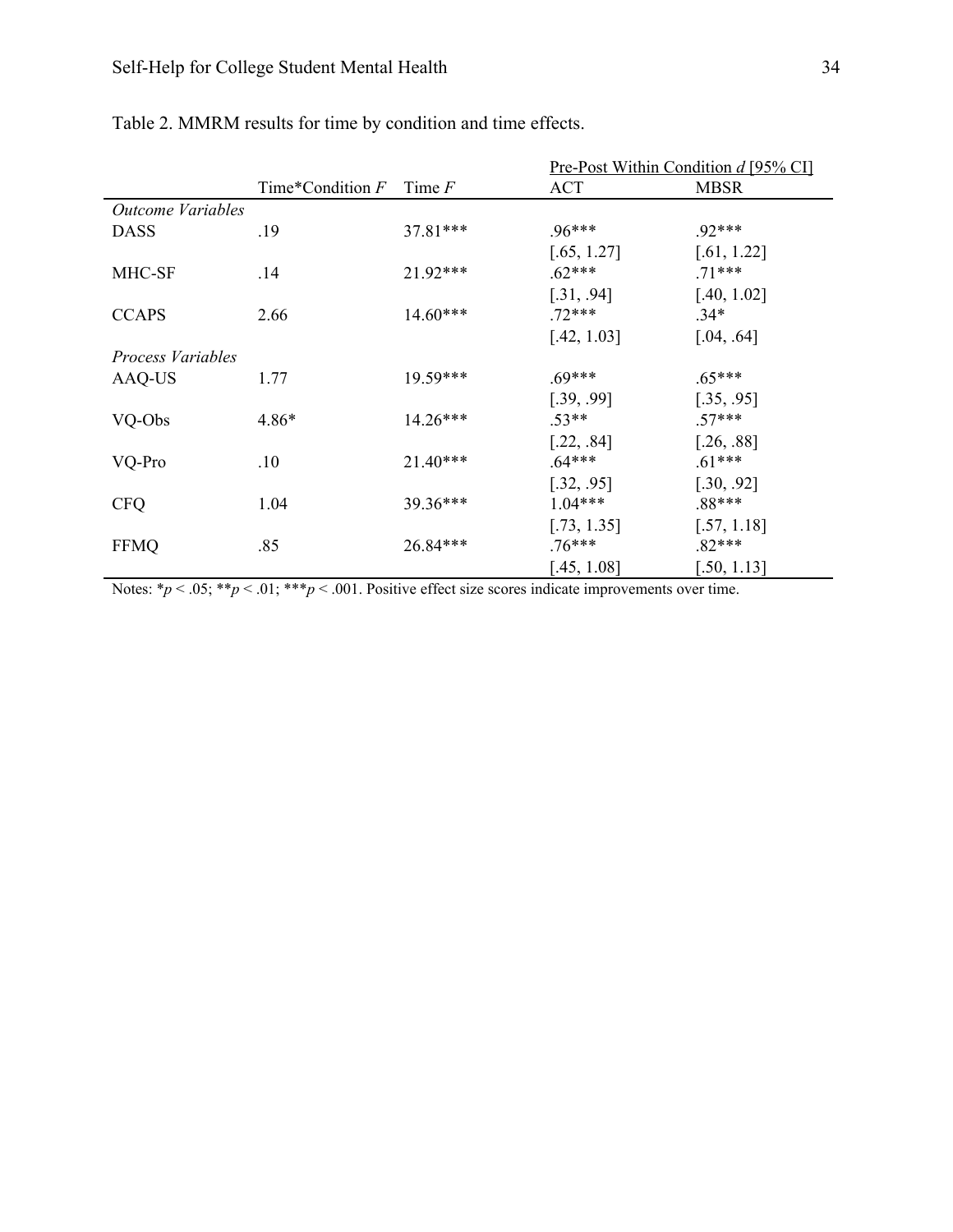Table 2. MMRM results for time by condition and time effects.

| | Time*Condition *F* | Time *F* | Pre-Post Within Condition *d* [95% CI] | |
|---|---|---|---|---|
| | | | ACT | MBSR |
| *Outcome Variables* | | | | |
| DASS | .19 | 37.81*** | .96*** [.65, 1.27] | .92*** [.61, 1.22] |
| MHC-SF | .14 | 21.92*** | .62*** [.31, .94] | .71*** [.40, 1.02] |
| CCAPS | 2.66 | 14.60*** | .72*** [.42, 1.03] | .34* [.04, .64] |
| *Process Variables* | | | | |
| AAQ-US | 1.77 | 19.59*** | .69*** [.39, .99] | .65*** [.35, .95] |
| VQ-Obs | 4.86* | 14.26*** | .53** [.22, .84] | .57*** [.26, .88] |
| VQ-Pro | .10 | 21.40*** | .64*** [.32, .95] | .61*** [.30, .92] |
| CFQ | 1.04 | 39.36*** | 1.04*** [.73, 1.35] | .88*** [.57, 1.18] |
| FFMQ | .85 | 26.84*** | .76*** [.45, 1.08] | .82*** [.50, 1.13] |

Notes: *$p < .05$; **$p < .01$; ***$p < .001$. Positive effect size scores indicate improvements over time.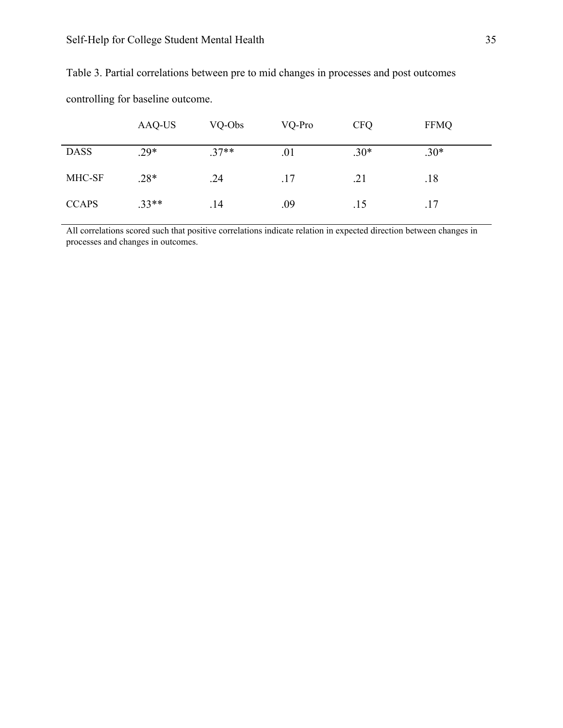Table 3. Partial correlations between pre to mid changes in processes and post outcomes controlling for baseline outcome.

| | AAQ-US | VQ-Obs | VQ-Pro | CFQ | FFMQ |
|---|---|---|---|---|---|
| DASS | .29* | .37** | .01 | .30* | .30* |
| MHC-SF | .28* | .24 | .17 | .21 | .18 |
| CCAPS | .33** | .14 | .09 | .15 | .17 |

All correlations scored such that positive correlations indicate relation in expected direction between changes in processes and changes in outcomes.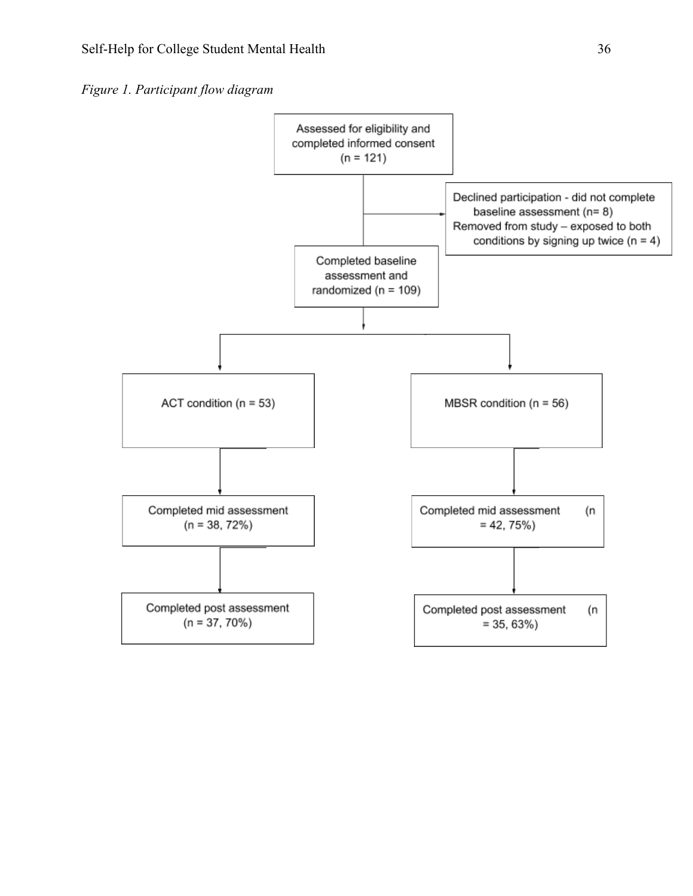*Figure 1. Participant flow diagram*

Assessed for eligibility and completed informed consent (n = 121)

Declined participation - did not complete baseline assessment (n= 8)
Removed from study – exposed to both conditions by signing up twice (n = 4)

Completed baseline assessment and randomized (n = 109)

ACT condition (n = 53)

MBSR condition (n = 56)

Completed mid assessment (n = 38, 72%)

Completed mid assessment (n = 42, 75%)

Completed post assessment (n = 37, 70%)

Completed post assessment (n = 35, 63%)